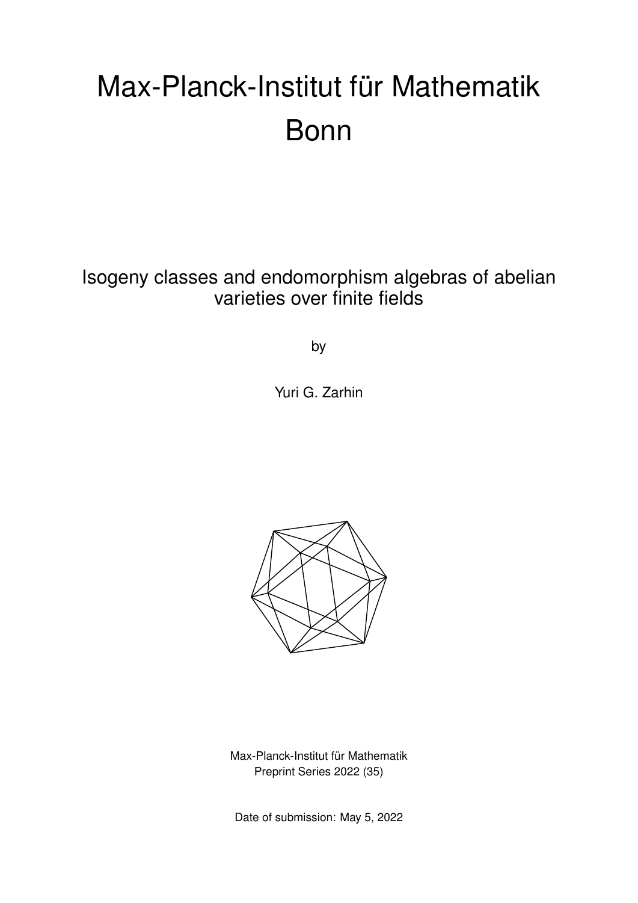# Max-Planck-Institut für Mathematik Bonn

## Isogeny classes and endomorphism algebras of abelian varieties over finite fields

by

Yuri G. Zarhin

Max-Planck-Institut für Mathematik
Preprint Series 2022 (35)

Date of submission: May 5, 2022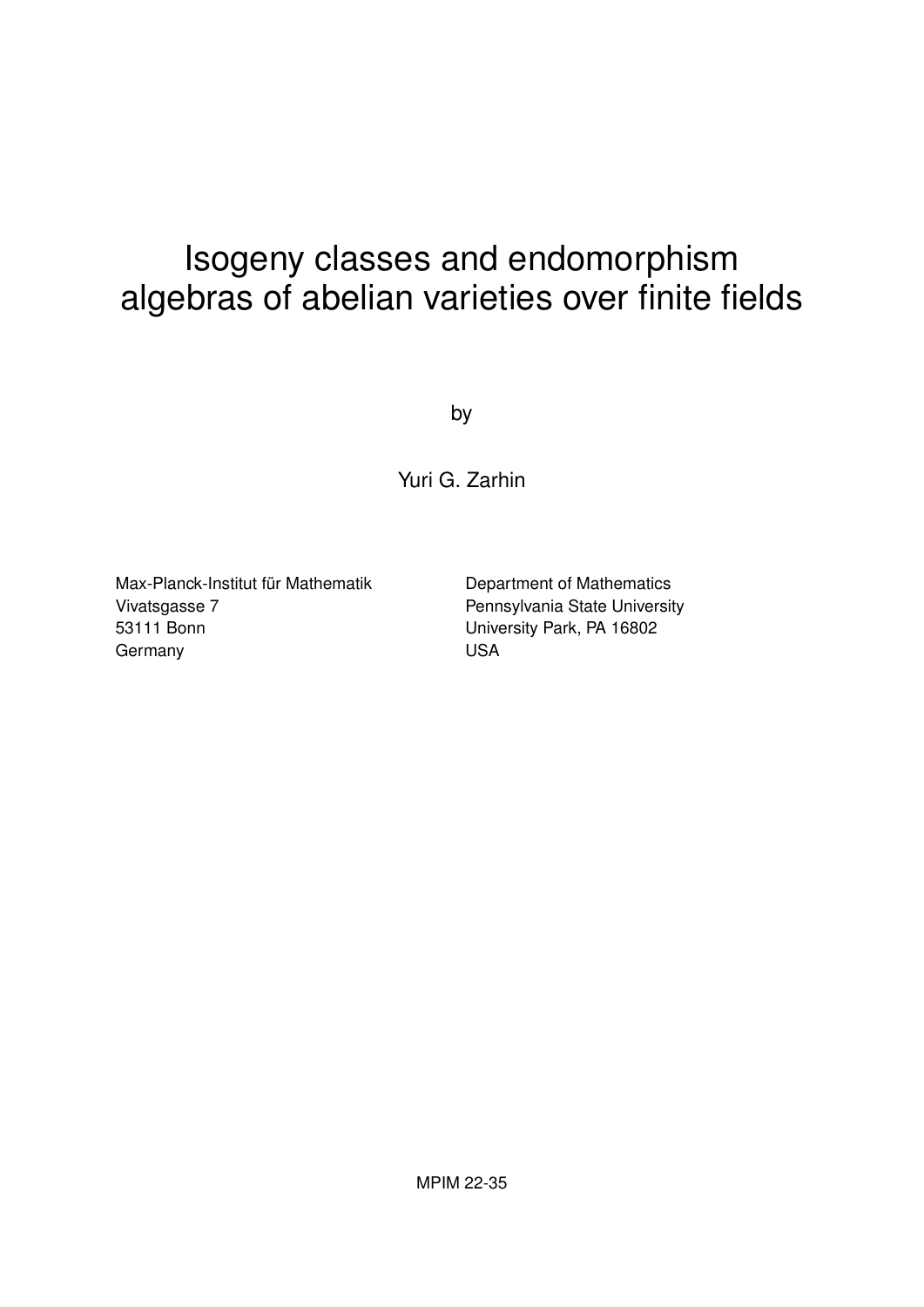# Isogeny classes and endomorphism algebras of abelian varieties over finite fields

by

Yuri G. Zarhin

Max-Planck-Institut für Mathematik
Vivatsgasse 7
53111 Bonn
Germany

Department of Mathematics
Pennsylvania State University
University Park, PA 16802
USA

MPIM 22-35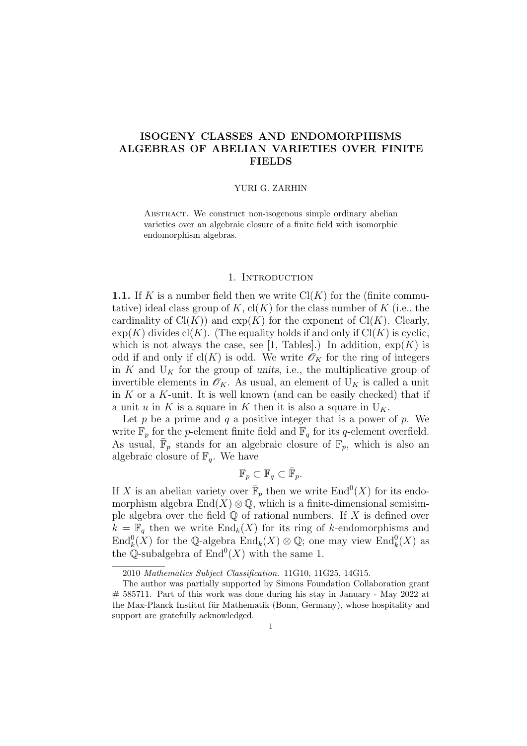# ISOGENY CLASSES AND ENDOMORPHISMS ALGEBRAS OF ABELIAN VARIETIES OVER FINITE FIELDS

YURI G. ZARHIN

Abstract. We construct non-isogenous simple ordinary abelian varieties over an algebraic closure of a finite field with isomorphic endomorphism algebras.

## 1. Introduction

**1.1.** If $K$ is a number field then we write $\mathrm{Cl}(K)$ for the (finite commutative) ideal class group of $K$, $\mathrm{cl}(K)$ for the class number of $K$ (i.e., the cardinality of $\mathrm{Cl}(K)$) and $\exp(K)$ for the exponent of $\mathrm{Cl}(K)$. Clearly, $\exp(K)$ divides $\mathrm{cl}(K)$. (The equality holds if and only if $\mathrm{Cl}(K)$ is cyclic, which is not always the case, see [1, Tables].) In addition, $\exp(K)$ is odd if and only if $\mathrm{cl}(K)$ is odd. We write $\mathcal{O}_K$ for the ring of integers in $K$ and $\mathrm{U}_K$ for the group of *units*, i.e., the multiplicative group of invertible elements in $\mathcal{O}_K$. As usual, an element of $\mathrm{U}_K$ is called a unit in $K$ or a $K$-unit. It is well known (and can be easily checked) that if a unit $u$ in $K$ is a square in $K$ then it is also a square in $\mathrm{U}_K$.

Let $p$ be a prime and $q$ a positive integer that is a power of $p$. We write $\mathbb{F}_p$ for the $p$-element finite field and $\mathbb{F}_q$ for its $q$-element overfield. As usual, $\bar{\mathbb{F}}_p$ stands for an algebraic closure of $\mathbb{F}_p$, which is also an algebraic closure of $\mathbb{F}_q$. We have

$$\mathbb{F}_p \subset \mathbb{F}_q \subset \bar{\mathbb{F}}_p.$$

If $X$ is an abelian variety over $\bar{\mathbb{F}}_p$ then we write $\mathrm{End}^0(X)$ for its endomorphism algebra $\mathrm{End}(X) \otimes \mathbb{Q}$, which is a finite-dimensional semisimple algebra over the field $\mathbb{Q}$ of rational numbers. If $X$ is defined over $k = \mathbb{F}_q$ then we write $\mathrm{End}_k(X)$ for its ring of $k$-endomorphisms and $\mathrm{End}^0_k(X)$ for the $\mathbb{Q}$-algebra $\mathrm{End}_k(X) \otimes \mathbb{Q}$; one may view $\mathrm{End}^0_k(X)$ as the $\mathbb{Q}$-subalgebra of $\mathrm{End}^0(X)$ with the same 1.

---

2010 *Mathematics Subject Classification.* 11G10, 11G25, 14G15.

The author was partially supported by Simons Foundation Collaboration grant # 585711. Part of this work was done during his stay in January - May 2022 at the Max-Planck Institut für Mathematik (Bonn, Germany), whose hospitality and support are gratefully acknowledged.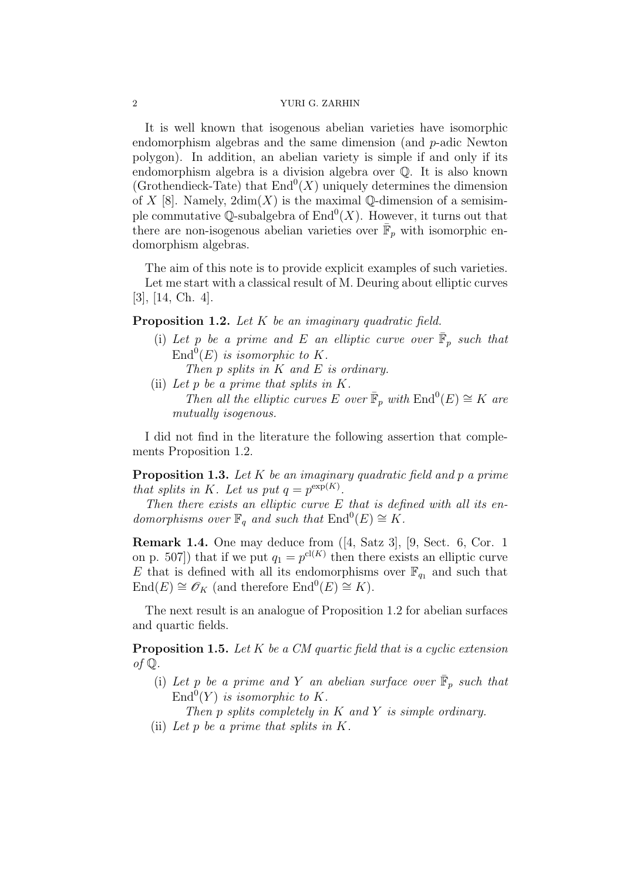It is well known that isogenous abelian varieties have isomorphic endomorphism algebras and the same dimension (and $p$-adic Newton polygon). In addition, an abelian variety is simple if and only if its endomorphism algebra is a division algebra over $\mathbb{Q}$. It is also known (Grothendieck-Tate) that $\mathrm{End}^0(X)$ uniquely determines the dimension of $X$ [8]. Namely, $2\dim(X)$ is the maximal $\mathbb{Q}$-dimension of a semisimple commutative $\mathbb{Q}$-subalgebra of $\mathrm{End}^0(X)$. However, it turns out that there are non-isogenous abelian varieties over $\bar{\mathbb{F}}_p$ with isomorphic endomorphism algebras.

The aim of this note is to provide explicit examples of such varieties.

Let me start with a classical result of M. Deuring about elliptic curves [3], [14, Ch. 4].

**Proposition 1.2.** *Let $K$ be an imaginary quadratic field.*

(i) *Let $p$ be a prime and $E$ an elliptic curve over $\bar{\mathbb{F}}_p$ such that $\mathrm{End}^0(E)$ is isomorphic to $K$.*

*Then $p$ splits in $K$ and $E$ is ordinary.*

(ii) *Let $p$ be a prime that splits in $K$.*

*Then all the elliptic curves $E$ over $\bar{\mathbb{F}}_p$ with $\mathrm{End}^0(E) \cong K$ are mutually isogenous.*

I did not find in the literature the following assertion that complements Proposition 1.2.

**Proposition 1.3.** *Let $K$ be an imaginary quadratic field and $p$ a prime that splits in $K$. Let us put $q = p^{\exp(K)}$.*

*Then there exists an elliptic curve $E$ that is defined with all its endomorphisms over $\mathbb{F}_q$ and such that $\mathrm{End}^0(E) \cong K$.*

**Remark 1.4.** One may deduce from ([4, Satz 3], [9, Sect. 6, Cor. 1 on p. 507]) that if we put $q_1 = p^{\mathrm{cl}(K)}$ then there exists an elliptic curve $E$ that is defined with all its endomorphisms over $\mathbb{F}_{q_1}$ and such that $\mathrm{End}(E) \cong \mathcal{O}_K$ (and therefore $\mathrm{End}^0(E) \cong K$).

The next result is an analogue of Proposition 1.2 for abelian surfaces and quartic fields.

**Proposition 1.5.** *Let $K$ be a CM quartic field that is a cyclic extension of $\mathbb{Q}$.*

(i) *Let $p$ be a prime and $Y$ an abelian surface over $\bar{\mathbb{F}}_p$ such that $\mathrm{End}^0(Y)$ is isomorphic to $K$.*

*Then $p$ splits completely in $K$ and $Y$ is simple ordinary.*

(ii) *Let $p$ be a prime that splits in $K$.*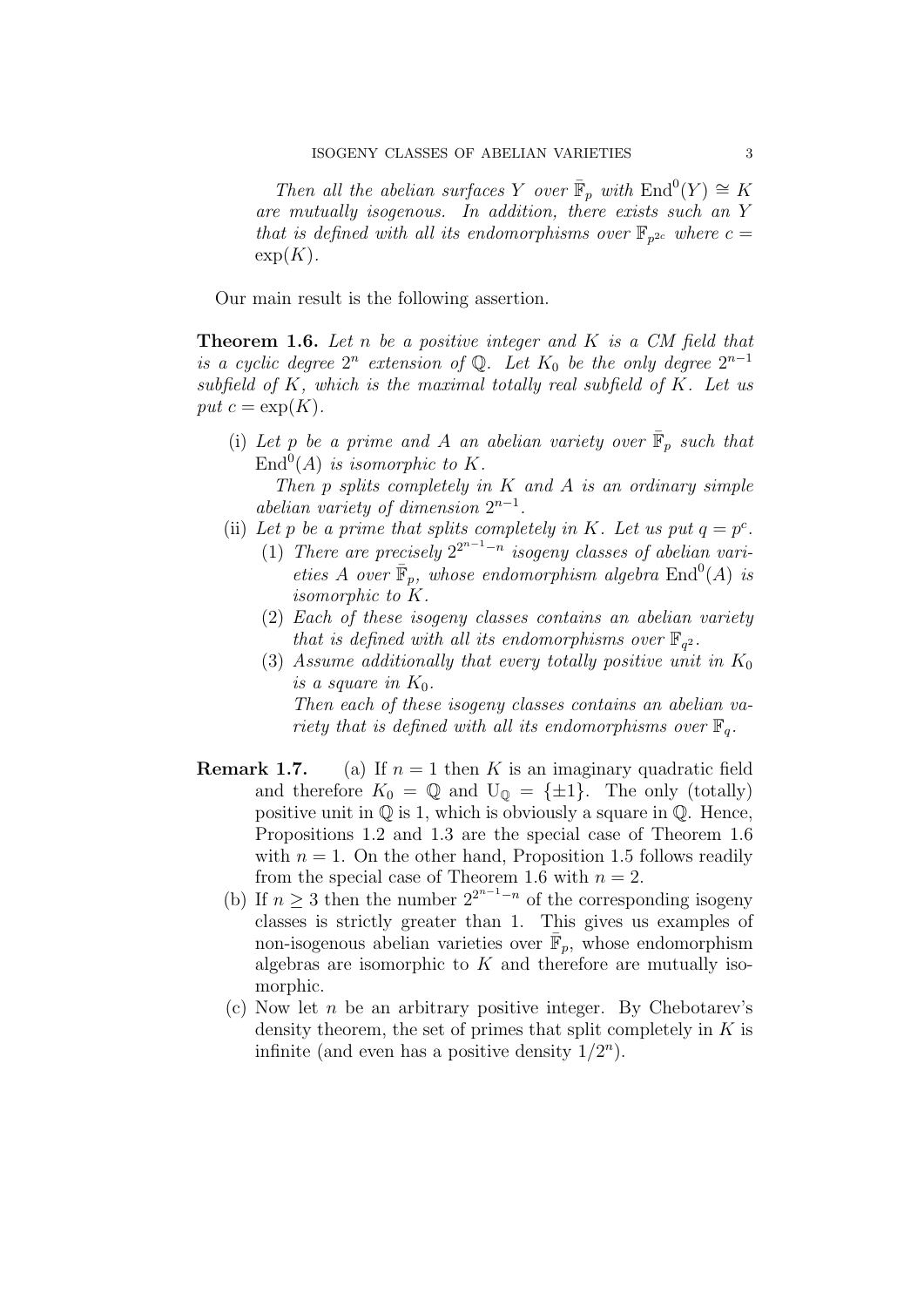*Then all the abelian surfaces $Y$ over $\bar{\mathbb{F}}_p$ with $\mathrm{End}^0(Y) \cong K$ are mutually isogenous. In addition, there exists such an $Y$ that is defined with all its endomorphisms over $\mathbb{F}_{p^{2c}}$ where $c = \exp(K)$.*

Our main result is the following assertion.

**Theorem 1.6.** *Let $n$ be a positive integer and $K$ is a CM field that is a cyclic degree $2^n$ extension of $\mathbb{Q}$. Let $K_0$ be the only degree $2^{n-1}$ subfield of $K$, which is the maximal totally real subfield of $K$. Let us put $c = \exp(K)$.*

- (i) *Let $p$ be a prime and $A$ an abelian variety over $\bar{\mathbb{F}}_p$ such that $\mathrm{End}^0(A)$ is isomorphic to $K$.*

  *Then $p$ splits completely in $K$ and $A$ is an ordinary simple abelian variety of dimension $2^{n-1}$.*
- (ii) *Let $p$ be a prime that splits completely in $K$. Let us put $q = p^c$.*
  - (1) *There are precisely $2^{2^{n-1}-n}$ isogeny classes of abelian varieties $A$ over $\bar{\mathbb{F}}_p$, whose endomorphism algebra $\mathrm{End}^0(A)$ is isomorphic to $K$.*
  - (2) *Each of these isogeny classes contains an abelian variety that is defined with all its endomorphisms over $\mathbb{F}_{q^2}$.*
  - (3) *Assume additionally that every totally positive unit in $K_0$ is a square in $K_0$.*

    *Then each of these isogeny classes contains an abelian variety that is defined with all its endomorphisms over $\mathbb{F}_q$.*

**Remark 1.7.**
- (a) If $n = 1$ then $K$ is an imaginary quadratic field and therefore $K_0 = \mathbb{Q}$ and $\mathrm{U}_{\mathbb{Q}} = \{\pm 1\}$. The only (totally) positive unit in $\mathbb{Q}$ is 1, which is obviously a square in $\mathbb{Q}$. Hence, Propositions 1.2 and 1.3 are the special case of Theorem 1.6 with $n = 1$. On the other hand, Proposition 1.5 follows readily from the special case of Theorem 1.6 with $n = 2$.
- (b) If $n \geq 3$ then the number $2^{2^{n-1}-n}$ of the corresponding isogeny classes is strictly greater than 1. This gives us examples of non-isogenous abelian varieties over $\bar{\mathbb{F}}_p$, whose endomorphism algebras are isomorphic to $K$ and therefore are mutually isomorphic.
- (c) Now let $n$ be an arbitrary positive integer. By Chebotarev's density theorem, the set of primes that split completely in $K$ is infinite (and even has a positive density $1/2^n$).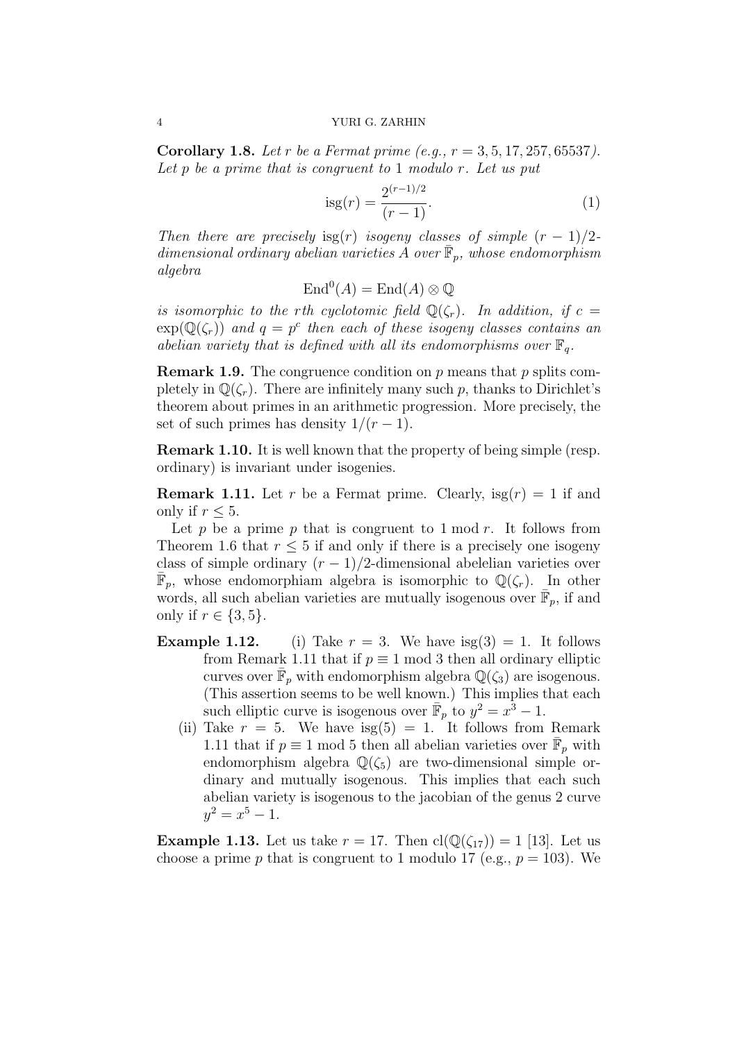**Corollary 1.8.** *Let $r$ be a Fermat prime (e.g., $r = 3, 5, 17, 257, 65537$). Let $p$ be a prime that is congruent to 1 modulo $r$. Let us put*

$$\text{isg}(r) = \frac{2^{(r-1)/2}}{(r-1)}. \tag{1}$$

*Then there are precisely $\text{isg}(r)$ isogeny classes of simple $(r-1)/2$-dimensional ordinary abelian varieties $A$ over $\bar{\mathbb{F}}_p$, whose endomorphism algebra*

$$\text{End}^0(A) = \text{End}(A) \otimes \mathbb{Q}$$

*is isomorphic to the $r$th cyclotomic field $\mathbb{Q}(\zeta_r)$. In addition, if $c = \exp(\mathbb{Q}(\zeta_r))$ and $q = p^c$ then each of these isogeny classes contains an abelian variety that is defined with all its endomorphisms over $\mathbb{F}_q$.*

**Remark 1.9.** The congruence condition on $p$ means that $p$ splits completely in $\mathbb{Q}(\zeta_r)$. There are infinitely many such $p$, thanks to Dirichlet's theorem about primes in an arithmetic progression. More precisely, the set of such primes has density $1/(r-1)$.

**Remark 1.10.** It is well known that the property of being simple (resp. ordinary) is invariant under isogenies.

**Remark 1.11.** Let $r$ be a Fermat prime. Clearly, $\text{isg}(r) = 1$ if and only if $r \le 5$.

Let $p$ be a prime $p$ that is congruent to $1 \bmod r$. It follows from Theorem 1.6 that $r \le 5$ if and only if there is a precisely one isogeny class of simple ordinary $(r-1)/2$-dimensional abelelian varieties over $\bar{\mathbb{F}}_p$, whose endomorphiam algebra is isomorphic to $\mathbb{Q}(\zeta_r)$. In other words, all such abelian varieties are mutually isogenous over $\bar{\mathbb{F}}_p$, if and only if $r \in \{3, 5\}$.

**Example 1.12.**

(i) Take $r = 3$. We have $\text{isg}(3) = 1$. It follows from Remark 1.11 that if $p \equiv 1 \bmod 3$ then all ordinary elliptic curves over $\bar{\mathbb{F}}_p$ with endomorphism algebra $\mathbb{Q}(\zeta_3)$ are isogenous. (This assertion seems to be well known.) This implies that each such elliptic curve is isogenous over $\bar{\mathbb{F}}_p$ to $y^2 = x^3 - 1$.

(ii) Take $r = 5$. We have $\text{isg}(5) = 1$. It follows from Remark 1.11 that if $p \equiv 1 \bmod 5$ then all abelian varieties over $\bar{\mathbb{F}}_p$ with endomorphism algebra $\mathbb{Q}(\zeta_5)$ are two-dimensional simple ordinary and mutually isogenous. This implies that each such abelian variety is isogenous to the jacobian of the genus 2 curve $y^2 = x^5 - 1$.

**Example 1.13.** Let us take $r = 17$. Then $\text{cl}(\mathbb{Q}(\zeta_{17})) = 1$ [13]. Let us choose a prime $p$ that is congruent to 1 modulo 17 (e.g., $p = 103$). We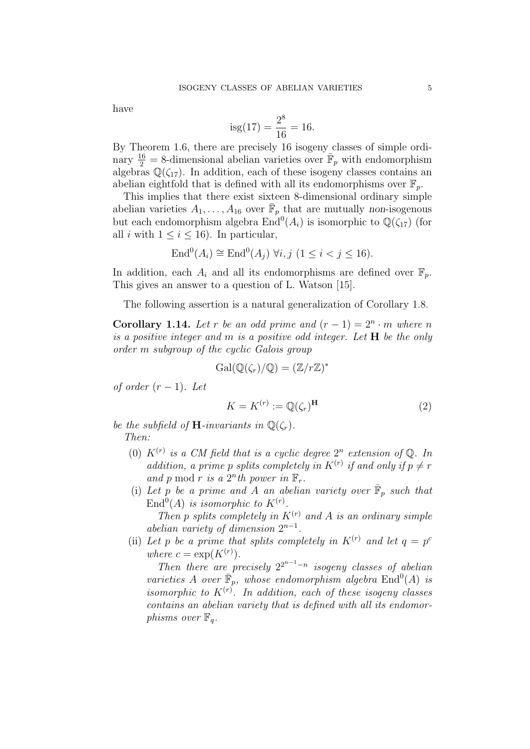have

$$\mathrm{isg}(17) = \frac{2^8}{16} = 16.$$

By Theorem 1.6, there are precisely 16 isogeny classes of simple ordinary $\frac{16}{2} = 8$-dimensional abelian varieties over $\bar{\mathbb{F}}_p$ with endomorphism algebras $\mathbb{Q}(\zeta_{17})$. In addition, each of these isogeny classes contains an abelian eightfold that is defined with all its endomorphisms over $\mathbb{F}_p$.

This implies that there exist sixteen 8-dimensional ordinary simple abelian varieties $A_1, \dots, A_{16}$ over $\bar{\mathbb{F}}_p$ that are mutually *non*-isogenous but each endomorphism algebra $\mathrm{End}^0(A_i)$ is isomorphic to $\mathbb{Q}(\zeta_{17})$ (for all $i$ with $1 \le i \le 16$). In particular,

$$\mathrm{End}^0(A_i) \cong \mathrm{End}^0(A_j) \ \forall i, j \ (1 \le i < j \le 16).$$

In addition, each $A_i$ and all its endomorphisms are defined over $\mathbb{F}_p$. This gives an answer to a question of L. Watson [15].

The following assertion is a natural generalization of Corollary 1.8.

**Corollary 1.14.** *Let $r$ be an odd prime and $(r-1) = 2^n \cdot m$ where $n$ is a positive integer and $m$ is a positive odd integer. Let $\mathbf{H}$ be the only order $m$ subgroup of the cyclic Galois group*

$$\mathrm{Gal}(\mathbb{Q}(\zeta_r)/\mathbb{Q}) = (\mathbb{Z}/r\mathbb{Z})^*$$

*of order $(r-1)$. Let*

$$K = K^{(r)} := \mathbb{Q}(\zeta_r)^{\mathbf{H}} \tag{2}$$

*be the subfield of $\mathbf{H}$-invariants in $\mathbb{Q}(\zeta_r)$.*

*Then:*

(0) *$K^{(r)}$ is a CM field that is a cyclic degree $2^n$ extension of $\mathbb{Q}$. In addition, a prime $p$ splits completely in $K^{(r)}$ if and only if $p \ne r$ and $p \bmod r$ is a $2^n$th power in $\mathbb{F}_r$.*

(i) *Let $p$ be a prime and $A$ an abelian variety over $\bar{\mathbb{F}}_p$ such that $\mathrm{End}^0(A)$ is isomorphic to $K^{(r)}$.*

*Then $p$ splits completely in $K^{(r)}$ and $A$ is an ordinary simple abelian variety of dimension $2^{n-1}$.*

(ii) *Let $p$ be a prime that splits completely in $K^{(r)}$ and let $q = p^c$ where $c = \exp(K^{(r)})$.*

*Then there are precisely $2^{2^{n-1}-n}$ isogeny classes of abelian varieties $A$ over $\bar{\mathbb{F}}_p$, whose endomorphism algebra $\mathrm{End}^0(A)$ is isomorphic to $K^{(r)}$. In addition, each of these isogeny classes contains an abelian variety that is defined with all its endomorphisms over $\mathbb{F}_q$.*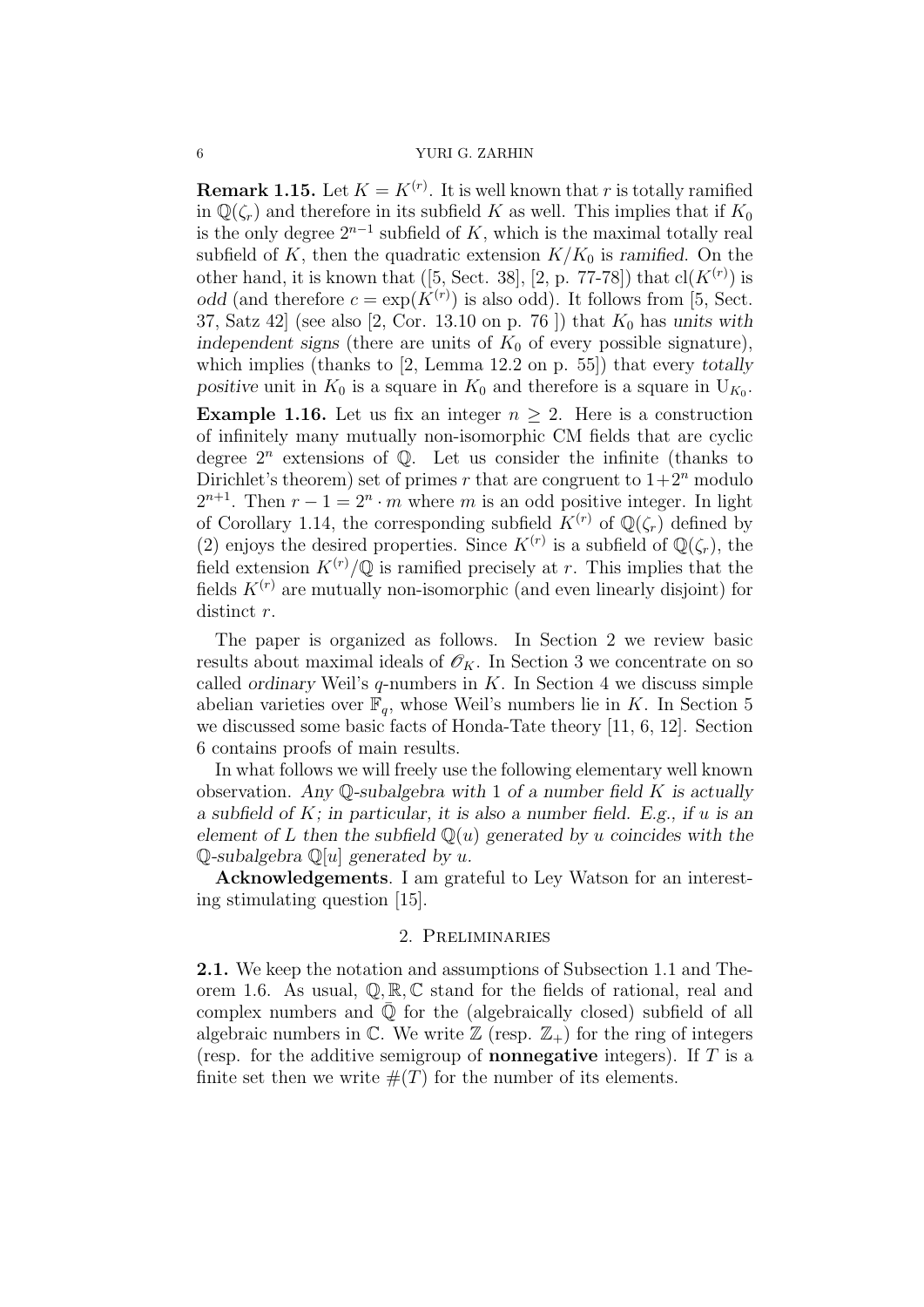**Remark 1.15.** Let $K = K^{(r)}$. It is well known that $r$ is totally ramified in $\mathbb{Q}(\zeta_r)$ and therefore in its subfield $K$ as well. This implies that if $K_0$ is the only degree $2^{n-1}$ subfield of $K$, which is the maximal totally real subfield of $K$, then the quadratic extension $K/K_0$ is *ramified*. On the other hand, it is known that ([5, Sect. 38], [2, p. 77-78]) that $\mathrm{cl}(K^{(r)})$ is *odd* (and therefore $c = \exp(K^{(r)})$ is also odd). It follows from [5, Sect. 37, Satz 42] (see also [2, Cor. 13.10 on p. 76 ]) that $K_0$ has *units with independent signs* (there are units of $K_0$ of every possible signature), which implies (thanks to [2, Lemma 12.2 on p. 55]) that every *totally positive* unit in $K_0$ is a square in $K_0$ and therefore is a square in $\mathrm{U}_{K_0}$.

**Example 1.16.** Let us fix an integer $n \ge 2$. Here is a construction of infinitely many mutually non-isomorphic CM fields that are cyclic degree $2^n$ extensions of $\mathbb{Q}$. Let us consider the infinite (thanks to Dirichlet's theorem) set of primes $r$ that are congruent to $1+2^n$ modulo $2^{n+1}$. Then $r - 1 = 2^n \cdot m$ where $m$ is an odd positive integer. In light of Corollary 1.14, the corresponding subfield $K^{(r)}$ of $\mathbb{Q}(\zeta_r)$ defined by (2) enjoys the desired properties. Since $K^{(r)}$ is a subfield of $\mathbb{Q}(\zeta_r)$, the field extension $K^{(r)}/\mathbb{Q}$ is ramified precisely at $r$. This implies that the fields $K^{(r)}$ are mutually non-isomorphic (and even linearly disjoint) for distinct $r$.

The paper is organized as follows. In Section 2 we review basic results about maximal ideals of $\mathcal{O}_K$. In Section 3 we concentrate on so called *ordinary* Weil's $q$-numbers in $K$. In Section 4 we discuss simple abelian varieties over $\mathbb{F}_q$, whose Weil's numbers lie in $K$. In Section 5 we discussed some basic facts of Honda-Tate theory [11, 6, 12]. Section 6 contains proofs of main results.

In what follows we will freely use the following elementary well known observation. *Any $\mathbb{Q}$-subalgebra with 1 of a number field $K$ is actually a subfield of $K$; in particular, it is also a number field. E.g., if $u$ is an element of $L$ then the subfield $\mathbb{Q}(u)$ generated by $u$ coincides with the $\mathbb{Q}$-subalgebra $\mathbb{Q}[u]$ generated by $u$.*

**Acknowledgements**. I am grateful to Ley Watson for an interesting stimulating question [15].

## 2. Preliminaries

**2.1.** We keep the notation and assumptions of Subsection 1.1 and Theorem 1.6. As usual, $\mathbb{Q}, \mathbb{R}, \mathbb{C}$ stand for the fields of rational, real and complex numbers and $\bar{\mathbb{Q}}$ for the (algebraically closed) subfield of all algebraic numbers in $\mathbb{C}$. We write $\mathbb{Z}$ (resp. $\mathbb{Z}_+$) for the ring of integers (resp. for the additive semigroup of **nonnegative** integers). If $T$ is a finite set then we write $\#(T)$ for the number of its elements.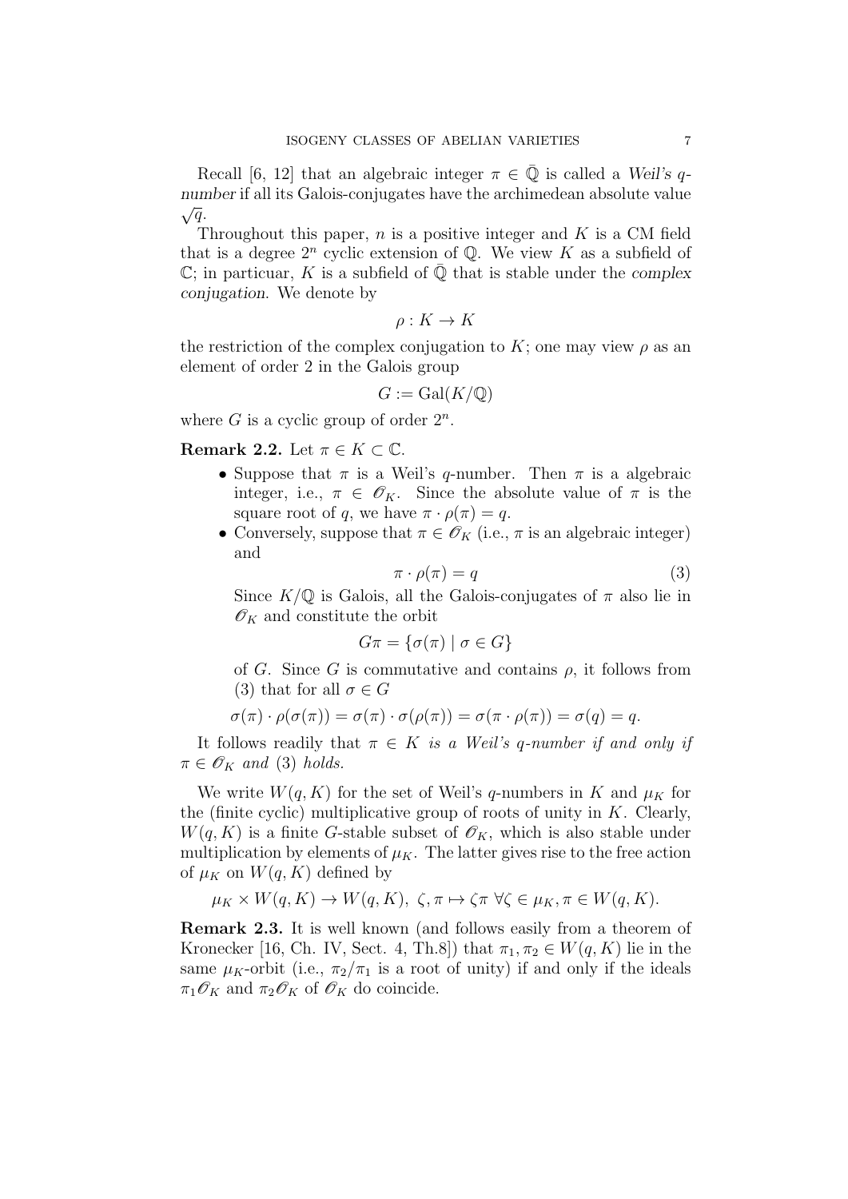Recall [6, 12] that an algebraic integer $\pi \in \bar{\mathbb{Q}}$ is called a *Weil's $q$-number* if all its Galois-conjugates have the archimedean absolute value $\sqrt{q}$.

Throughout this paper, $n$ is a positive integer and $K$ is a CM field that is a degree $2^n$ cyclic extension of $\mathbb{Q}$. We view $K$ as a subfield of $\mathbb{C}$; in particuar, $K$ is a subfield of $\bar{\mathbb{Q}}$ that is stable under the *complex conjugation*. We denote by

$$\rho : K \to K$$

the restriction of the complex conjugation to $K$; one may view $\rho$ as an element of order 2 in the Galois group

$$G := \mathrm{Gal}(K/\mathbb{Q})$$

where $G$ is a cyclic group of order $2^n$.

**Remark 2.2.** Let $\pi \in K \subset \mathbb{C}$.

- Suppose that $\pi$ is a Weil's $q$-number. Then $\pi$ is a algebraic integer, i.e., $\pi \in \mathscr{O}_K$. Since the absolute value of $\pi$ is the square root of $q$, we have $\pi \cdot \rho(\pi) = q$.
- Conversely, suppose that $\pi \in \mathscr{O}_K$ (i.e., $\pi$ is an algebraic integer) and
$$\pi \cdot \rho(\pi) = q \tag{3}$$
Since $K/\mathbb{Q}$ is Galois, all the Galois-conjugates of $\pi$ also lie in $\mathscr{O}_K$ and constitute the orbit
$$G\pi = \{\sigma(\pi) \mid \sigma \in G\}$$
of $G$. Since $G$ is commutative and contains $\rho$, it follows from (3) that for all $\sigma \in G$
$$\sigma(\pi) \cdot \rho(\sigma(\pi)) = \sigma(\pi) \cdot \sigma(\rho(\pi)) = \sigma(\pi \cdot \rho(\pi)) = \sigma(q) = q.$$

It follows readily that $\pi \in K$ *is a Weil's $q$-number if and only if $\pi \in \mathscr{O}_K$ and* (3) *holds.*

We write $W(q, K)$ for the set of Weil's $q$-numbers in $K$ and $\mu_K$ for the (finite cyclic) multiplicative group of roots of unity in $K$. Clearly, $W(q, K)$ is a finite $G$-stable subset of $\mathscr{O}_K$, which is also stable under multiplication by elements of $\mu_K$. The latter gives rise to the free action of $\mu_K$ on $W(q, K)$ defined by

$$\mu_K \times W(q, K) \to W(q, K), \ \zeta, \pi \mapsto \zeta\pi \ \forall \zeta \in \mu_K, \pi \in W(q, K).$$

**Remark 2.3.** It is well known (and follows easily from a theorem of Kronecker [16, Ch. IV, Sect. 4, Th.8]) that $\pi_1, \pi_2 \in W(q, K)$ lie in the same $\mu_K$-orbit (i.e., $\pi_2/\pi_1$ is a root of unity) if and only if the ideals $\pi_1\mathscr{O}_K$ and $\pi_2\mathscr{O}_K$ of $\mathscr{O}_K$ do coincide.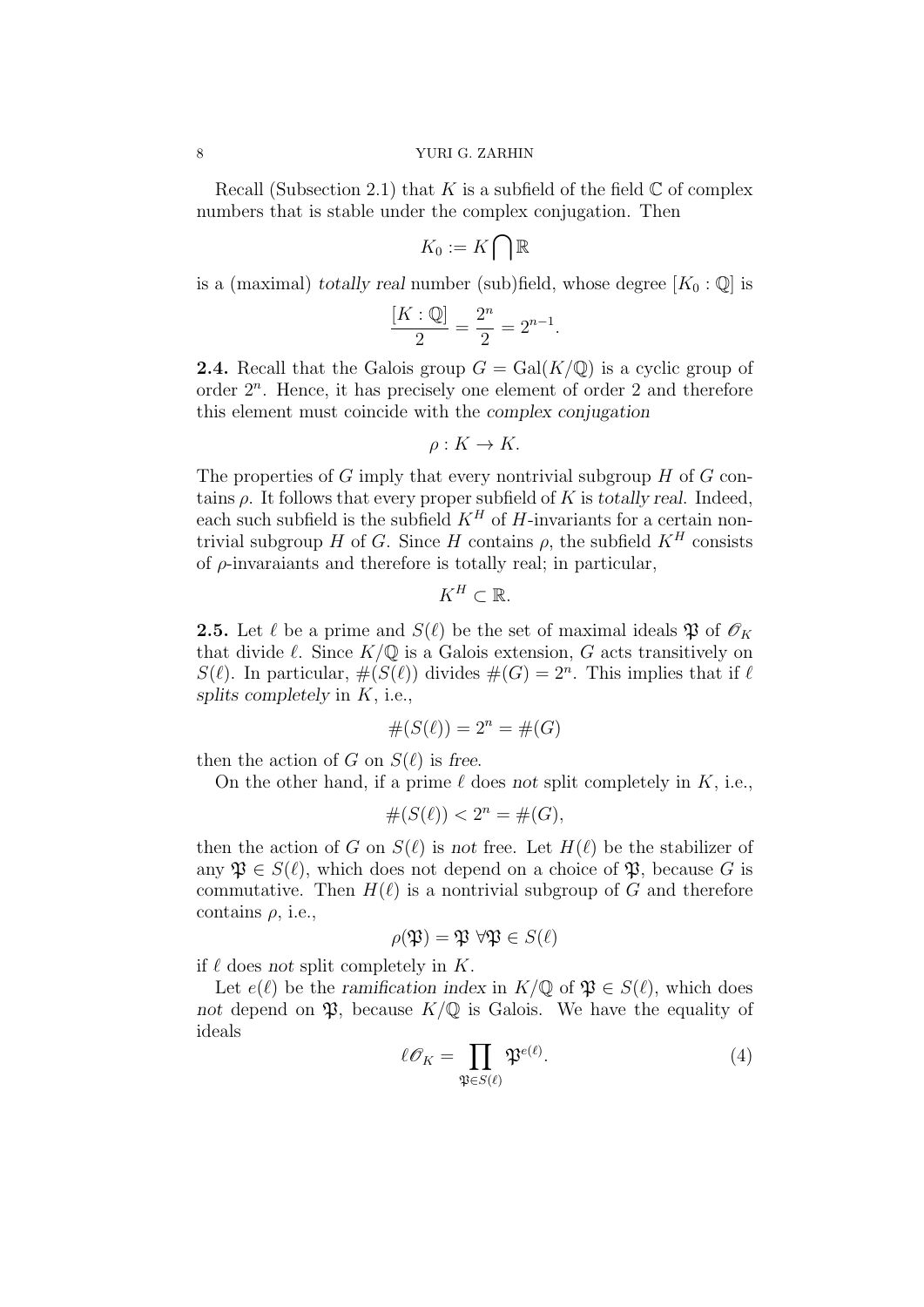Recall (Subsection 2.1) that $K$ is a subfield of the field $\mathbb{C}$ of complex numbers that is stable under the complex conjugation. Then

$$K_0 := K \bigcap \mathbb{R}$$

is a (maximal) *totally real* number (sub)field, whose degree $[K_0 : \mathbb{Q}]$ is

$$\frac{[K : \mathbb{Q}]}{2} = \frac{2^n}{2} = 2^{n-1}.$$

**2.4.** Recall that the Galois group $G = \mathrm{Gal}(K/\mathbb{Q})$ is a cyclic group of order $2^n$. Hence, it has precisely one element of order 2 and therefore this element must coincide with the *complex conjugation*

$$\rho : K \to K.$$

The properties of $G$ imply that every nontrivial subgroup $H$ of $G$ contains $\rho$. It follows that every proper subfield of $K$ is *totally real*. Indeed, each such subfield is the subfield $K^H$ of $H$-invariants for a certain nontrivial subgroup $H$ of $G$. Since $H$ contains $\rho$, the subfield $K^H$ consists of $\rho$-invaraiants and therefore is totally real; in particular,

$$K^H \subset \mathbb{R}.$$

**2.5.** Let $\ell$ be a prime and $S(\ell)$ be the set of maximal ideals $\mathfrak{P}$ of $\mathcal{O}_K$ that divide $\ell$. Since $K/\mathbb{Q}$ is a Galois extension, $G$ acts transitively on $S(\ell)$. In particular, $\#(S(\ell))$ divides $\#(G) = 2^n$. This implies that if $\ell$ *splits completely* in $K$, i.e.,

$$\#(S(\ell)) = 2^n = \#(G)$$

then the action of $G$ on $S(\ell)$ is *free*.

On the other hand, if a prime $\ell$ does *not* split completely in $K$, i.e.,

$$\#(S(\ell)) < 2^n = \#(G),$$

then the action of $G$ on $S(\ell)$ is *not* free. Let $H(\ell)$ be the stabilizer of any $\mathfrak{P} \in S(\ell)$, which does not depend on a choice of $\mathfrak{P}$, because $G$ is commutative. Then $H(\ell)$ is a nontrivial subgroup of $G$ and therefore contains $\rho$, i.e.,

$$\rho(\mathfrak{P}) = \mathfrak{P} \ \forall \mathfrak{P} \in S(\ell)$$

if $\ell$ does *not* split completely in $K$.

Let $e(\ell)$ be the *ramification index* in $K/\mathbb{Q}$ of $\mathfrak{P} \in S(\ell)$, which does *not* depend on $\mathfrak{P}$, because $K/\mathbb{Q}$ is Galois. We have the equality of ideals

$$\ell \mathcal{O}_K = \prod_{\mathfrak{P} \in S(\ell)} \mathfrak{P}^{e(\ell)}. \tag{4}$$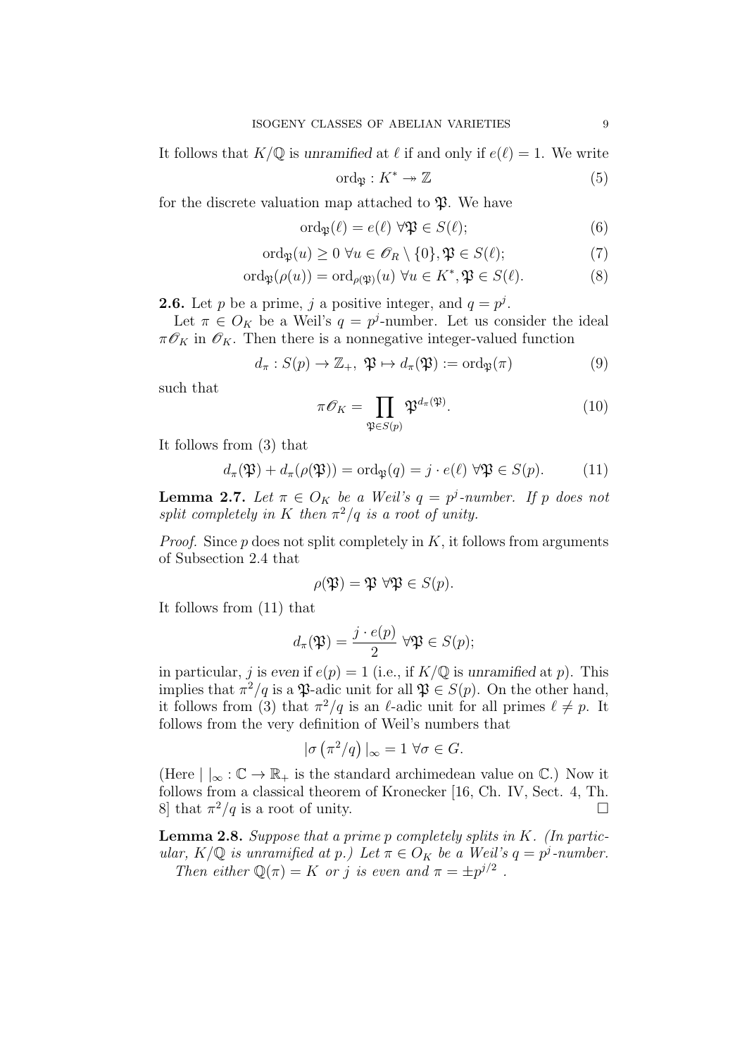It follows that $K/\mathbb{Q}$ is *unramified* at $\ell$ if and only if $e(\ell) = 1$. We write

$$\mathrm{ord}_{\mathfrak{P}} : K^* \twoheadrightarrow \mathbb{Z} \tag{5}$$

for the discrete valuation map attached to $\mathfrak{P}$. We have

$$\mathrm{ord}_{\mathfrak{P}}(\ell) = e(\ell) \ \forall \mathfrak{P} \in S(\ell); \tag{6}$$

$$\mathrm{ord}_{\mathfrak{P}}(u) \geq 0 \ \forall u \in \mathscr{O}_R \setminus \{0\}, \mathfrak{P} \in S(\ell); \tag{7}$$

$$\mathrm{ord}_{\mathfrak{P}}(\rho(u)) = \mathrm{ord}_{\rho(\mathfrak{P})}(u) \ \forall u \in K^*, \mathfrak{P} \in S(\ell). \tag{8}$$

**2.6.** Let $p$ be a prime, $j$ a positive integer, and $q = p^j$.

Let $\pi \in O_K$ be a Weil's $q = p^j$-number. Let us consider the ideal $\pi\mathscr{O}_K$ in $\mathscr{O}_K$. Then there is a nonnegative integer-valued function

$$d_\pi : S(p) \to \mathbb{Z}_+, \ \mathfrak{P} \mapsto d_\pi(\mathfrak{P}) := \mathrm{ord}_{\mathfrak{P}}(\pi) \tag{9}$$

such that

$$\pi\mathscr{O}_K = \prod_{\mathfrak{P} \in S(p)} \mathfrak{P}^{d_\pi(\mathfrak{P})}. \tag{10}$$

It follows from (3) that

$$d_\pi(\mathfrak{P}) + d_\pi(\rho(\mathfrak{P})) = \mathrm{ord}_{\mathfrak{P}}(q) = j \cdot e(\ell) \ \forall \mathfrak{P} \in S(p). \tag{11}$$

**Lemma 2.7.** *Let $\pi \in O_K$ be a Weil's $q = p^j$-number. If $p$ does not split completely in $K$ then $\pi^2/q$ is a root of unity.*

*Proof.* Since $p$ does not split completely in $K$, it follows from arguments of Subsection 2.4 that

$$\rho(\mathfrak{P}) = \mathfrak{P} \ \forall \mathfrak{P} \in S(p).$$

It follows from (11) that

$$d_\pi(\mathfrak{P}) = \frac{j \cdot e(p)}{2} \ \forall \mathfrak{P} \in S(p);$$

in particular, $j$ is *even* if $e(p) = 1$ (i.e., if $K/\mathbb{Q}$ is *unramified* at $p$). This implies that $\pi^2/q$ is a $\mathfrak{P}$-adic unit for all $\mathfrak{P} \in S(p)$. On the other hand, it follows from (3) that $\pi^2/q$ is an $\ell$-adic unit for all primes $\ell \neq p$. It follows from the very definition of Weil's numbers that

$$|\sigma\left(\pi^2/q\right)|_\infty = 1 \ \forall \sigma \in G.$$

(Here $|\ |_\infty : \mathbb{C} \to \mathbb{R}_+$ is the standard archimedean value on $\mathbb{C}$.) Now it follows from a classical theorem of Kronecker [16, Ch. IV, Sect. 4, Th. 8] that $\pi^2/q$ is a root of unity. $\square$

**Lemma 2.8.** *Suppose that a prime $p$ completely splits in $K$. (In particular, $K/\mathbb{Q}$ is unramified at $p$.) Let $\pi \in O_K$ be a Weil's $q = p^j$-number.*

*Then either $\mathbb{Q}(\pi) = K$ or $j$ is even and $\pi = \pm p^{j/2}$ .*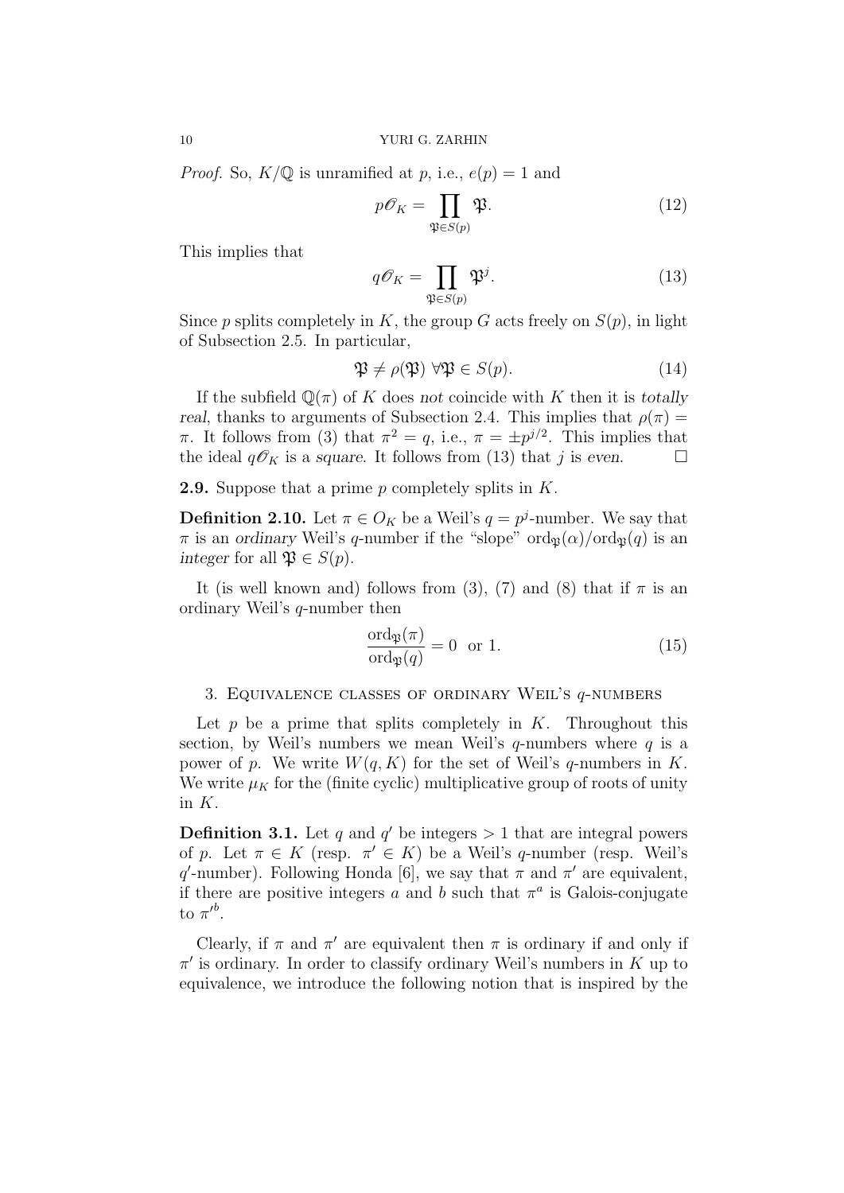*Proof.* So, $K/\mathbb{Q}$ is unramified at $p$, i.e., $e(p) = 1$ and

$$p\mathscr{O}_K = \prod_{\mathfrak{P}\in S(p)} \mathfrak{P}. \tag{12}$$

This implies that

$$q\mathscr{O}_K = \prod_{\mathfrak{P}\in S(p)} \mathfrak{P}^j. \tag{13}$$

Since $p$ splits completely in $K$, the group $G$ acts freely on $S(p)$, in light of Subsection 2.5. In particular,

$$\mathfrak{P} \ne \rho(\mathfrak{P}) \ \forall \mathfrak{P} \in S(p). \tag{14}$$

If the subfield $\mathbb{Q}(\pi)$ of $K$ does *not* coincide with $K$ then it is *totally real*, thanks to arguments of Subsection 2.4. This implies that $\rho(\pi) = \pi$. It follows from (3) that $\pi^2 = q$, i.e., $\pi = \pm p^{j/2}$. This implies that the ideal $q\mathscr{O}_K$ is a *square*. It follows from (13) that $j$ is *even*. $\square$

**2.9.** Suppose that a prime $p$ completely splits in $K$.

**Definition 2.10.** Let $\pi \in O_K$ be a Weil's $q = p^j$-number. We say that $\pi$ is an *ordinary* Weil's $q$-number if the "slope" $\mathrm{ord}_{\mathfrak{P}}(\alpha)/\mathrm{ord}_{\mathfrak{P}}(q)$ is an *integer* for all $\mathfrak{P} \in S(p)$.

It (is well known and) follows from (3), (7) and (8) that if $\pi$ is an ordinary Weil's $q$-number then

$$\frac{\mathrm{ord}_{\mathfrak{P}}(\pi)}{\mathrm{ord}_{\mathfrak{P}}(q)} = 0 \ \text{ or } 1. \tag{15}$$

## 3. Equivalence classes of ordinary Weil's $q$-numbers

Let $p$ be a prime that splits completely in $K$. Throughout this section, by Weil's numbers we mean Weil's $q$-numbers where $q$ is a power of $p$. We write $W(q, K)$ for the set of Weil's $q$-numbers in $K$. We write $\mu_K$ for the (finite cyclic) multiplicative group of roots of unity in $K$.

**Definition 3.1.** Let $q$ and $q'$ be integers $> 1$ that are integral powers of $p$. Let $\pi \in K$ (resp. $\pi' \in K$) be a Weil's $q$-number (resp. Weil's $q'$-number). Following Honda [6], we say that $\pi$ and $\pi'$ are equivalent, if there are positive integers $a$ and $b$ such that $\pi^a$ is Galois-conjugate to ${\pi'}^b$.

Clearly, if $\pi$ and $\pi'$ are equivalent then $\pi$ is ordinary if and only if $\pi'$ is ordinary. In order to classify ordinary Weil's numbers in $K$ up to equivalence, we introduce the following notion that is inspired by the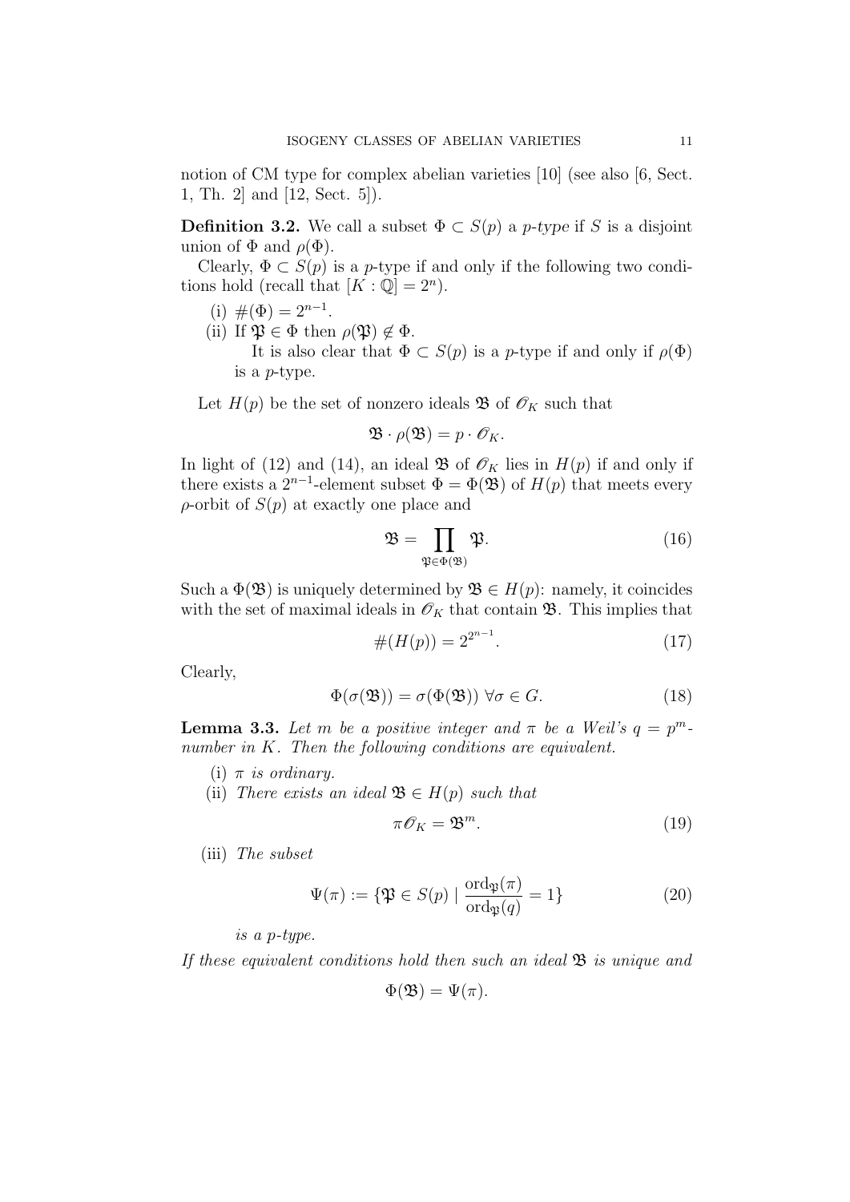notion of CM type for complex abelian varieties [10] (see also [6, Sect. 1, Th. 2] and [12, Sect. 5]).

**Definition 3.2.** We call a subset $\Phi \subset S(p)$ a *p-type* if $S$ is a disjoint union of $\Phi$ and $\rho(\Phi)$.

Clearly, $\Phi \subset S(p)$ is a $p$-type if and only if the following two conditions hold (recall that $[K:\mathbb{Q}] = 2^n$).

(i) $\#(\Phi) = 2^{n-1}$.

(ii) If $\mathfrak{P} \in \Phi$ then $\rho(\mathfrak{P}) \notin \Phi$.

It is also clear that $\Phi \subset S(p)$ is a $p$-type if and only if $\rho(\Phi)$ is a $p$-type.

Let $H(p)$ be the set of nonzero ideals $\mathfrak{B}$ of $\mathscr{O}_K$ such that

$$\mathfrak{B} \cdot \rho(\mathfrak{B}) = p \cdot \mathscr{O}_K.$$

In light of (12) and (14), an ideal $\mathfrak{B}$ of $\mathscr{O}_K$ lies in $H(p)$ if and only if there exists a $2^{n-1}$-element subset $\Phi = \Phi(\mathfrak{B})$ of $H(p)$ that meets every $\rho$-orbit of $S(p)$ at exactly one place and

$$\mathfrak{B} = \prod_{\mathfrak{P} \in \Phi(\mathfrak{B})} \mathfrak{P}. \tag{16}$$

Such a $\Phi(\mathfrak{B})$ is uniquely determined by $\mathfrak{B} \in H(p)$: namely, it coincides with the set of maximal ideals in $\mathscr{O}_K$ that contain $\mathfrak{B}$. This implies that

$$\#(H(p)) = 2^{2^{n-1}}. \tag{17}$$

Clearly,

$$\Phi(\sigma(\mathfrak{B})) = \sigma(\Phi(\mathfrak{B})) \ \forall \sigma \in G. \tag{18}$$

**Lemma 3.3.** *Let $m$ be a positive integer and $\pi$ be a Weil's $q = p^m$-number in $K$. Then the following conditions are equivalent.*

(i) *$\pi$ is ordinary.*

(ii) *There exists an ideal $\mathfrak{B} \in H(p)$ such that*

$$\pi \mathscr{O}_K = \mathfrak{B}^m. \tag{19}$$

(iii) *The subset*

$$\Psi(\pi) := \{\mathfrak{P} \in S(p) \mid \frac{\mathrm{ord}_{\mathfrak{P}}(\pi)}{\mathrm{ord}_{\mathfrak{P}}(q)} = 1\} \tag{20}$$

*is a $p$-type.*

*If these equivalent conditions hold then such an ideal $\mathfrak{B}$ is unique and*

$$\Phi(\mathfrak{B}) = \Psi(\pi).$$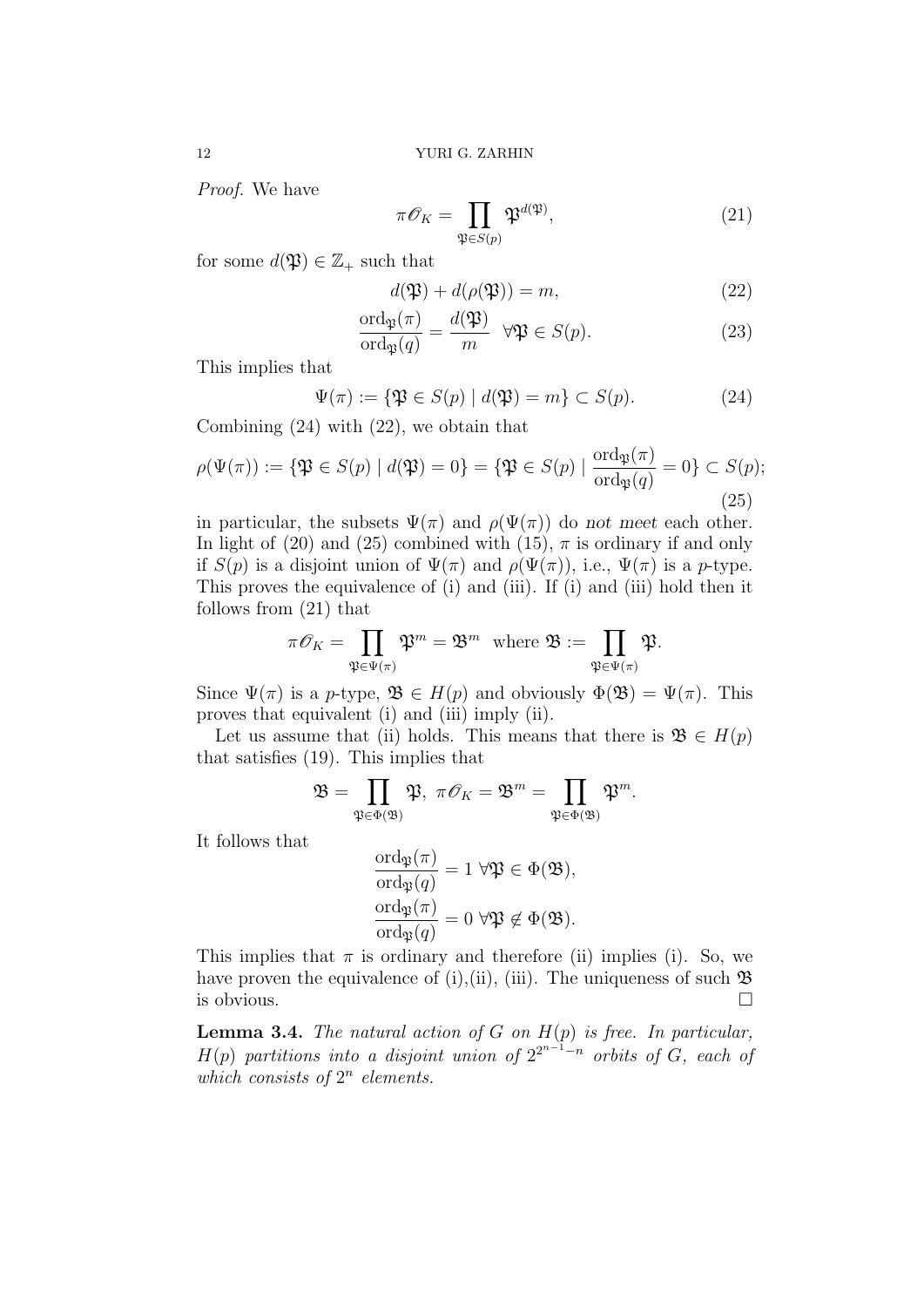*Proof.* We have

$$\pi \mathscr{O}_K = \prod_{\mathfrak{P}\in S(p)} \mathfrak{P}^{d(\mathfrak{P})}, \tag{21}$$

for some $d(\mathfrak{P}) \in \mathbb{Z}_+$ such that

$$d(\mathfrak{P}) + d(\rho(\mathfrak{P})) = m, \tag{22}$$

$$\frac{\mathrm{ord}_{\mathfrak{P}}(\pi)}{\mathrm{ord}_{\mathfrak{P}}(q)} = \frac{d(\mathfrak{P})}{m} \quad \forall \mathfrak{P} \in S(p). \tag{23}$$

This implies that

$$\Psi(\pi) := \{\mathfrak{P} \in S(p) \mid d(\mathfrak{P}) = m\} \subset S(p). \tag{24}$$

Combining (24) with (22), we obtain that

$$\rho(\Psi(\pi)) := \{\mathfrak{P} \in S(p) \mid d(\mathfrak{P}) = 0\} = \{\mathfrak{P} \in S(p) \mid \frac{\mathrm{ord}_{\mathfrak{P}}(\pi)}{\mathrm{ord}_{\mathfrak{P}}(q)} = 0\} \subset S(p); \tag{25}$$

in particular, the subsets $\Psi(\pi)$ and $\rho(\Psi(\pi))$ do *not meet* each other. In light of (20) and (25) combined with (15), $\pi$ is ordinary if and only if $S(p)$ is a disjoint union of $\Psi(\pi)$ and $\rho(\Psi(\pi))$, i.e., $\Psi(\pi)$ is a $p$-type. This proves the equivalence of (i) and (iii). If (i) and (iii) hold then it follows from (21) that

$$\pi \mathscr{O}_K = \prod_{\mathfrak{P}\in \Psi(\pi)} \mathfrak{P}^m = \mathfrak{B}^m \text{ where } \mathfrak{B} := \prod_{\mathfrak{P}\in \Psi(\pi)} \mathfrak{P}.$$

Since $\Psi(\pi)$ is a $p$-type, $\mathfrak{B} \in H(p)$ and obviously $\Phi(\mathfrak{B}) = \Psi(\pi)$. This proves that equivalent (i) and (iii) imply (ii).

Let us assume that (ii) holds. This means that there is $\mathfrak{B} \in H(p)$ that satisfies (19). This implies that

$$\mathfrak{B} = \prod_{\mathfrak{P}\in \Phi(\mathfrak{B})} \mathfrak{P}, \ \pi \mathscr{O}_K = \mathfrak{B}^m = \prod_{\mathfrak{P}\in \Phi(\mathfrak{B})} \mathfrak{P}^m.$$

It follows that

$$\frac{\mathrm{ord}_{\mathfrak{P}}(\pi)}{\mathrm{ord}_{\mathfrak{P}}(q)} = 1 \ \forall \mathfrak{P} \in \Phi(\mathfrak{B}),$$

$$\frac{\mathrm{ord}_{\mathfrak{P}}(\pi)}{\mathrm{ord}_{\mathfrak{P}}(q)} = 0 \ \forall \mathfrak{P} \notin \Phi(\mathfrak{B}).$$

This implies that $\pi$ is ordinary and therefore (ii) implies (i). So, we have proven the equivalence of (i),(ii), (iii). The uniqueness of such $\mathfrak{B}$ is obvious. $\square$

**Lemma 3.4.** *The natural action of $G$ on $H(p)$ is free. In particular, $H(p)$ partitions into a disjoint union of $2^{2^{n-1}-n}$ orbits of $G$, each of which consists of $2^n$ elements.*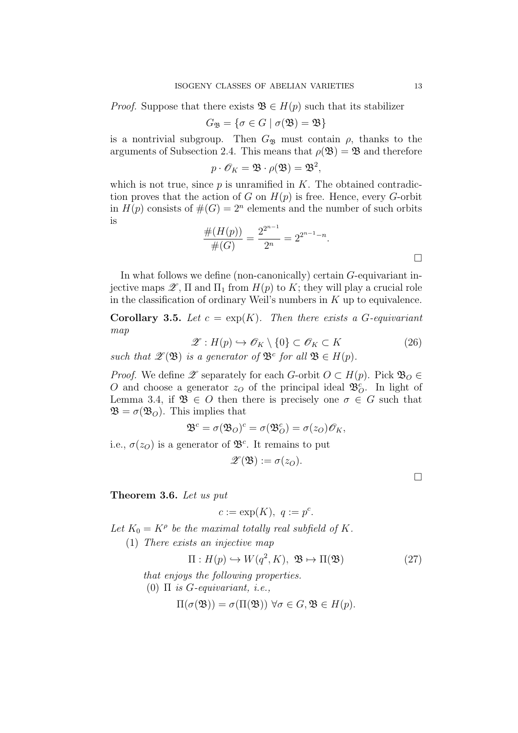*Proof.* Suppose that there exists $\mathfrak{B} \in H(p)$ such that its stabilizer

$$G_{\mathfrak{B}} = \{\sigma \in G \mid \sigma(\mathfrak{B}) = \mathfrak{B}\}$$

is a nontrivial subgroup. Then $G_{\mathfrak{B}}$ must contain $\rho$, thanks to the arguments of Subsection 2.4. This means that $\rho(\mathfrak{B}) = \mathfrak{B}$ and therefore

$$p \cdot \mathscr{O}_K = \mathfrak{B} \cdot \rho(\mathfrak{B}) = \mathfrak{B}^2,$$

which is not true, since $p$ is unramified in $K$. The obtained contradiction proves that the action of $G$ on $H(p)$ is free. Hence, every $G$-orbit in $H(p)$ consists of $\#(G) = 2^n$ elements and the number of such orbits is

$$\frac{\#(H(p))}{\#(G)} = \frac{2^{2^{n-1}}}{2^n} = 2^{2^{n-1}-n}.$$

$\square$

In what follows we define (non-canonically) certain $G$-equivariant injective maps $\mathscr{Z}$, $\Pi$ and $\Pi_1$ from $H(p)$ to $K$; they will play a crucial role in the classification of ordinary Weil's numbers in $K$ up to equivalence.

**Corollary 3.5.** *Let $c = \exp(K)$. Then there exists a $G$-equivariant map*

$$\mathscr{Z} : H(p) \hookrightarrow \mathscr{O}_K \setminus \{0\} \subset \mathscr{O}_K \subset K \tag{26}$$

*such that $\mathscr{Z}(\mathfrak{B})$ is a generator of $\mathfrak{B}^c$ for all $\mathfrak{B} \in H(p)$.*

*Proof.* We define $\mathscr{Z}$ separately for each $G$-orbit $O \subset H(p)$. Pick $\mathfrak{B}_O \in O$ and choose a generator $z_O$ of the principal ideal $\mathfrak{B}_O^c$. In light of Lemma 3.4, if $\mathfrak{B} \in O$ then there is precisely one $\sigma \in G$ such that $\mathfrak{B} = \sigma(\mathfrak{B}_O)$. This implies that

$$\mathfrak{B}^c = \sigma(\mathfrak{B}_O)^c = \sigma(\mathfrak{B}_O^c) = \sigma(z_O)\mathscr{O}_K,$$

i.e., $\sigma(z_O)$ is a generator of $\mathfrak{B}^c$. It remains to put

$$\mathscr{Z}(\mathfrak{B}) := \sigma(z_O).$$

$\square$

**Theorem 3.6.** *Let us put*

$$c := \exp(K), \; q := p^c.$$

*Let $K_0 = K^\rho$ be the maximal totally real subfield of $K$.*

(1) *There exists an injective map*

$$\Pi : H(p) \hookrightarrow W(q^2, K), \; \mathfrak{B} \mapsto \Pi(\mathfrak{B}) \tag{27}$$

*that enjoys the following properties.*

(0) *$\Pi$ is $G$-equivariant, i.e.,*

$$\Pi(\sigma(\mathfrak{B})) = \sigma(\Pi(\mathfrak{B})) \; \forall \sigma \in G, \mathfrak{B} \in H(p).$$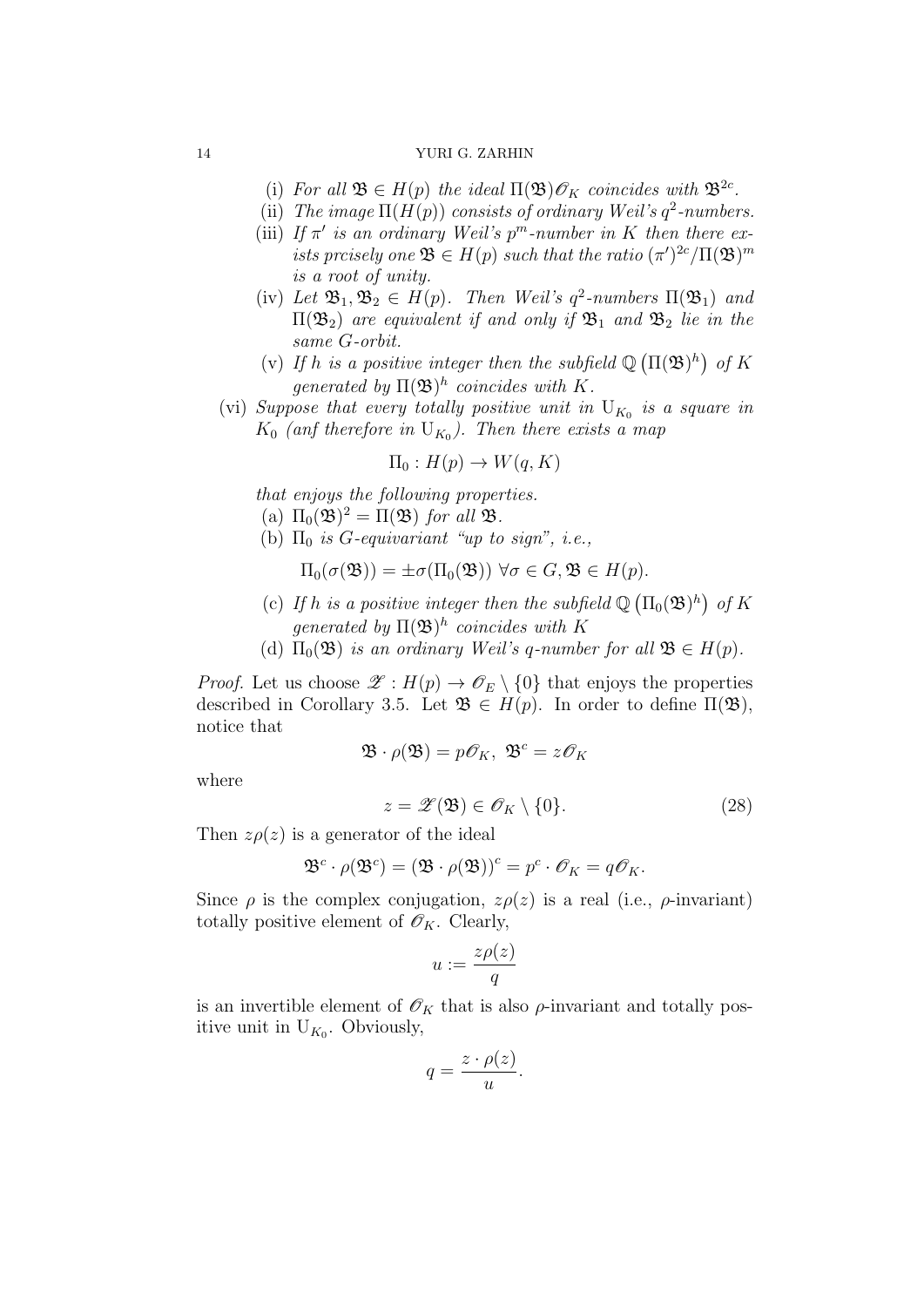(i) *For all* $\mathfrak{B} \in H(p)$ *the ideal* $\Pi(\mathfrak{B})\mathcal{O}_K$ *coincides with* $\mathfrak{B}^{2c}$.

(ii) *The image* $\Pi(H(p))$ *consists of ordinary Weil's* $q^2$*-numbers.*

(iii) *If* $\pi'$ *is an ordinary Weil's* $p^m$*-number in* $K$ *then there exists prcisely one* $\mathfrak{B} \in H(p)$ *such that the ratio* $(\pi')^{2c}/\Pi(\mathfrak{B})^m$ *is a root of unity.*

(iv) *Let* $\mathfrak{B}_1, \mathfrak{B}_2 \in H(p)$. *Then Weil's* $q^2$*-numbers* $\Pi(\mathfrak{B}_1)$ *and* $\Pi(\mathfrak{B}_2)$ *are equivalent if and only if* $\mathfrak{B}_1$ *and* $\mathfrak{B}_2$ *lie in the same* $G$*-orbit.*

(v) *If* $h$ *is a positive integer then the subfield* $\mathbb{Q}\left(\Pi(\mathfrak{B})^h\right)$ *of* $K$ *generated by* $\Pi(\mathfrak{B})^h$ *coincides with* $K$.

(vi) *Suppose that every totally positive unit in* $\mathrm{U}_{K_0}$ *is a square in* $K_0$ *(anf therefore in* $\mathrm{U}_{K_0}$*). Then there exists a map*

$$\Pi_0 : H(p) \to W(q, K)$$

*that enjoys the following properties.*

(a) $\Pi_0(\mathfrak{B})^2 = \Pi(\mathfrak{B})$ *for all* $\mathfrak{B}$.

(b) $\Pi_0$ *is* $G$*-equivariant "up to sign", i.e.,*

$$\Pi_0(\sigma(\mathfrak{B})) = \pm\sigma(\Pi_0(\mathfrak{B})) \ \forall \sigma \in G, \mathfrak{B} \in H(p).$$

(c) *If* $h$ *is a positive integer then the subfield* $\mathbb{Q}\left(\Pi_0(\mathfrak{B})^h\right)$ *of* $K$ *generated by* $\Pi(\mathfrak{B})^h$ *coincides with* $K$

(d) $\Pi_0(\mathfrak{B})$ *is an ordinary Weil's* $q$*-number for all* $\mathfrak{B} \in H(p)$.

*Proof.* Let us choose $\mathscr{Z} : H(p) \to \mathcal{O}_E \setminus \{0\}$ that enjoys the properties described in Corollary 3.5. Let $\mathfrak{B} \in H(p)$. In order to define $\Pi(\mathfrak{B})$, notice that

$$\mathfrak{B} \cdot \rho(\mathfrak{B}) = p\mathcal{O}_K, \ \mathfrak{B}^c = z\mathcal{O}_K$$

where

$$z = \mathscr{Z}(\mathfrak{B}) \in \mathcal{O}_K \setminus \{0\}. \tag{28}$$

Then $z\rho(z)$ is a generator of the ideal

$$\mathfrak{B}^c \cdot \rho(\mathfrak{B}^c) = (\mathfrak{B} \cdot \rho(\mathfrak{B}))^c = p^c \cdot \mathcal{O}_K = q\mathcal{O}_K.$$

Since $\rho$ is the complex conjugation, $z\rho(z)$ is a real (i.e., $\rho$-invariant) totally positive element of $\mathcal{O}_K$. Clearly,

$$u := \frac{z\rho(z)}{q}$$

is an invertible element of $\mathcal{O}_K$ that is also $\rho$-invariant and totally positive unit in $\mathrm{U}_{K_0}$. Obviously,

$$q = \frac{z \cdot \rho(z)}{u}.$$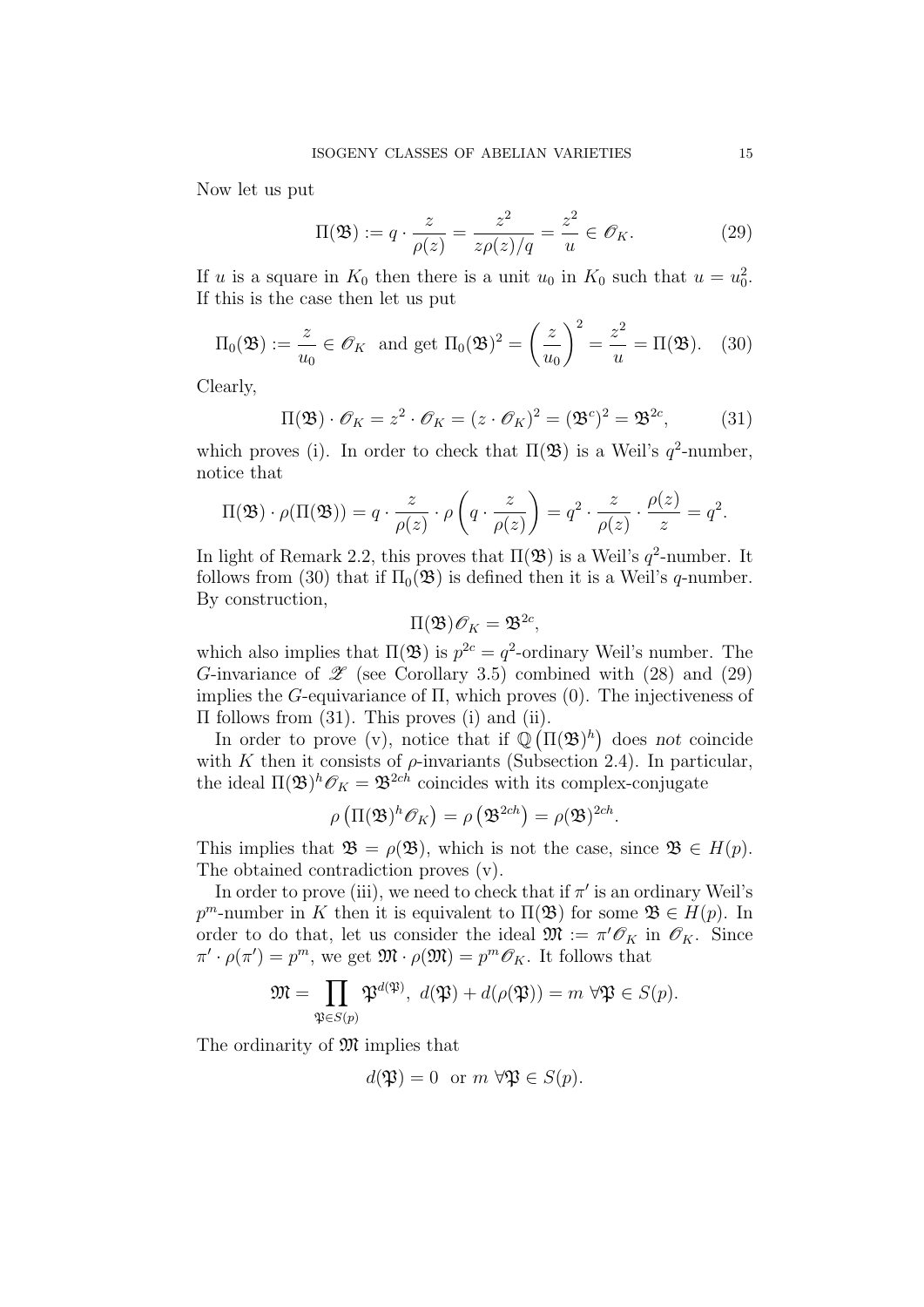Now let us put

$$\Pi(\mathfrak{B}) := q \cdot \frac{z}{\rho(z)} = \frac{z^2}{z\rho(z)/q} = \frac{z^2}{u} \in \mathscr{O}_K. \tag{29}$$

If $u$ is a square in $K_0$ then there is a unit $u_0$ in $K_0$ such that $u = u_0^2$. If this is the case then let us put

$$\Pi_0(\mathfrak{B}) := \frac{z}{u_0} \in \mathscr{O}_K \quad \text{and get } \Pi_0(\mathfrak{B})^2 = \left(\frac{z}{u_0}\right)^2 = \frac{z^2}{u} = \Pi(\mathfrak{B}). \tag{30}$$

Clearly,

$$\Pi(\mathfrak{B}) \cdot \mathscr{O}_K = z^2 \cdot \mathscr{O}_K = (z \cdot \mathscr{O}_K)^2 = (\mathfrak{B}^c)^2 = \mathfrak{B}^{2c}, \tag{31}$$

which proves (i). In order to check that $\Pi(\mathfrak{B})$ is a Weil's $q^2$-number, notice that

$$\Pi(\mathfrak{B}) \cdot \rho(\Pi(\mathfrak{B})) = q \cdot \frac{z}{\rho(z)} \cdot \rho\left(q \cdot \frac{z}{\rho(z)}\right) = q^2 \cdot \frac{z}{\rho(z)} \cdot \frac{\rho(z)}{z} = q^2.$$

In light of Remark 2.2, this proves that $\Pi(\mathfrak{B})$ is a Weil's $q^2$-number. It follows from (30) that if $\Pi_0(\mathfrak{B})$ is defined then it is a Weil's $q$-number. By construction,

$$\Pi(\mathfrak{B})\mathscr{O}_K = \mathfrak{B}^{2c},$$

which also implies that $\Pi(\mathfrak{B})$ is $p^{2c} = q^2$-ordinary Weil's number. The $G$-invariance of $\mathscr{Z}$ (see Corollary 3.5) combined with (28) and (29) implies the $G$-equivariance of $\Pi$, which proves (0). The injectiveness of $\Pi$ follows from (31). This proves (i) and (ii).

In order to prove (v), notice that if $\mathbb{Q}\left(\Pi(\mathfrak{B})^h\right)$ does *not* coincide with $K$ then it consists of $\rho$-invariants (Subsection 2.4). In particular, the ideal $\Pi(\mathfrak{B})^h\mathscr{O}_K = \mathfrak{B}^{2ch}$ coincides with its complex-conjugate

$$\rho\left(\Pi(\mathfrak{B})^h\mathscr{O}_K\right) = \rho\left(\mathfrak{B}^{2ch}\right) = \rho(\mathfrak{B})^{2ch}.$$

This implies that $\mathfrak{B} = \rho(\mathfrak{B})$, which is not the case, since $\mathfrak{B} \in H(p)$. The obtained contradiction proves (v).

In order to prove (iii), we need to check that if $\pi'$ is an ordinary Weil's $p^m$-number in $K$ then it is equivalent to $\Pi(\mathfrak{B})$ for some $\mathfrak{B} \in H(p)$. In order to do that, let us consider the ideal $\mathfrak{M} := \pi'\mathscr{O}_K$ in $\mathscr{O}_K$. Since $\pi' \cdot \rho(\pi') = p^m$, we get $\mathfrak{M} \cdot \rho(\mathfrak{M}) = p^m\mathscr{O}_K$. It follows that

$$\mathfrak{M} = \prod_{\mathfrak{P} \in S(p)} \mathfrak{P}^{d(\mathfrak{P})},\ d(\mathfrak{P}) + d(\rho(\mathfrak{P})) = m\ \forall \mathfrak{P} \in S(p).$$

The ordinarity of $\mathfrak{M}$ implies that

$$d(\mathfrak{P}) = 0 \ \text{ or } m\ \forall \mathfrak{P} \in S(p).$$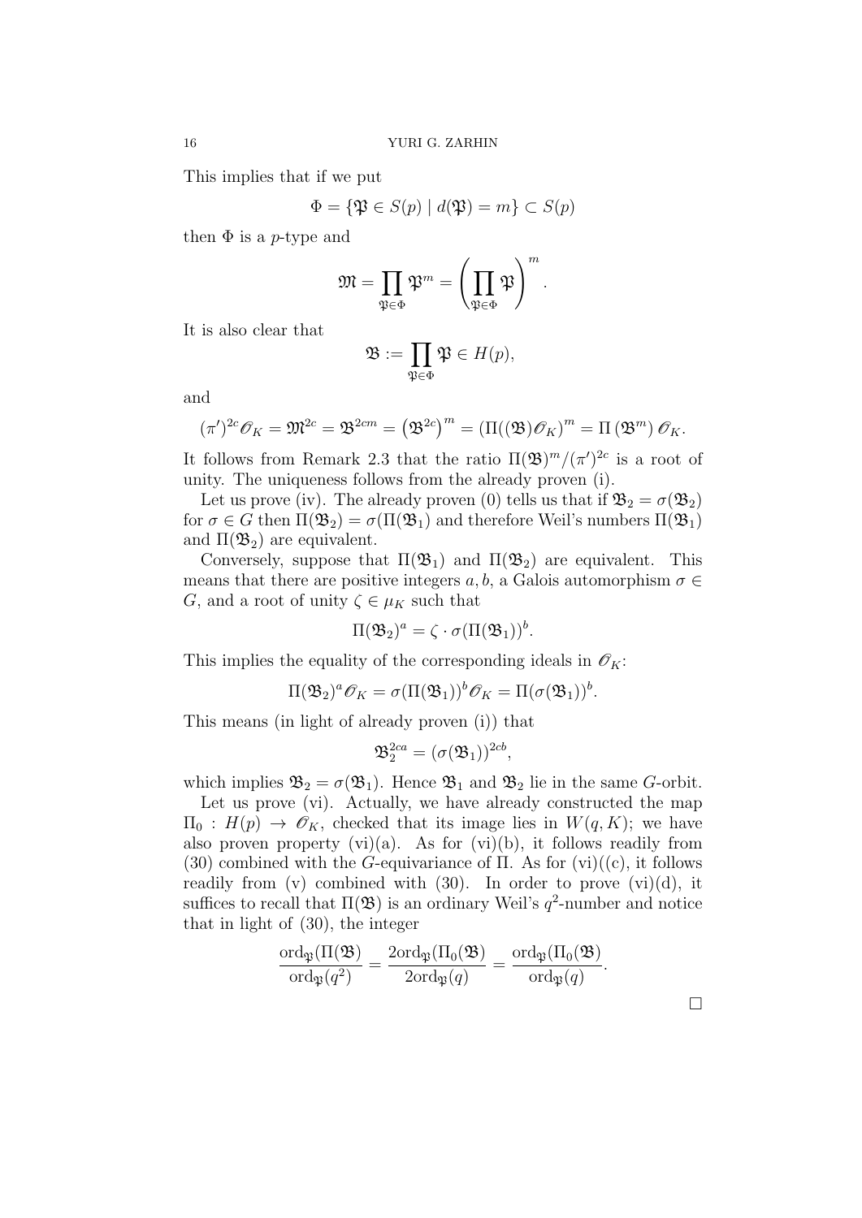This implies that if we put

$$\Phi = \{\mathfrak{P} \in S(p) \mid d(\mathfrak{P}) = m\} \subset S(p)$$

then $\Phi$ is a $p$-type and

$$\mathfrak{M} = \prod_{\mathfrak{P}\in\Phi} \mathfrak{P}^m = \left(\prod_{\mathfrak{P}\in\Phi} \mathfrak{P}\right)^m.$$

It is also clear that

$$\mathfrak{B} := \prod_{\mathfrak{P}\in\Phi} \mathfrak{P} \in H(p),$$

and

$$(\pi')^{2c}\mathscr{O}_K = \mathfrak{M}^{2c} = \mathfrak{B}^{2cm} = \left(\mathfrak{B}^{2c}\right)^m = (\Pi((\mathfrak{B})\mathscr{O}_K)^m = \Pi\left(\mathfrak{B}^m\right)\mathscr{O}_K.$$

It follows from Remark 2.3 that the ratio $\Pi(\mathfrak{B})^m/(\pi')^{2c}$ is a root of unity. The uniqueness follows from the already proven (i).

Let us prove (iv). The already proven (0) tells us that if $\mathfrak{B}_2 = \sigma(\mathfrak{B}_2)$ for $\sigma \in G$ then $\Pi(\mathfrak{B}_2) = \sigma(\Pi(\mathfrak{B}_1)$ and therefore Weil's numbers $\Pi(\mathfrak{B}_1)$ and $\Pi(\mathfrak{B}_2)$ are equivalent.

Conversely, suppose that $\Pi(\mathfrak{B}_1)$ and $\Pi(\mathfrak{B}_2)$ are equivalent. This means that there are positive integers $a, b$, a Galois automorphism $\sigma \in G$, and a root of unity $\zeta \in \mu_K$ such that

$$\Pi(\mathfrak{B}_2)^a = \zeta \cdot \sigma(\Pi(\mathfrak{B}_1))^b.$$

This implies the equality of the corresponding ideals in $\mathscr{O}_K$:

$$\Pi(\mathfrak{B}_2)^a\mathscr{O}_K = \sigma(\Pi(\mathfrak{B}_1))^b\mathscr{O}_K = \Pi(\sigma(\mathfrak{B}_1))^b.$$

This means (in light of already proven (i)) that

$$\mathfrak{B}_2^{2ca} = (\sigma(\mathfrak{B}_1))^{2cb},$$

which implies $\mathfrak{B}_2 = \sigma(\mathfrak{B}_1)$. Hence $\mathfrak{B}_1$ and $\mathfrak{B}_2$ lie in the same $G$-orbit.

Let us prove (vi). Actually, we have already constructed the map $\Pi_0 : H(p) \to \mathscr{O}_K$, checked that its image lies in $W(q, K)$; we have also proven property (vi)(a). As for (vi)(b), it follows readily from (30) combined with the $G$-equivariance of $\Pi$. As for (vi)((c), it follows readily from (v) combined with (30). In order to prove (vi)(d), it suffices to recall that $\Pi(\mathfrak{B})$ is an ordinary Weil's $q^2$-number and notice that in light of (30), the integer

$$\frac{\mathrm{ord}_{\mathfrak{P}}(\Pi(\mathfrak{B})}{\mathrm{ord}_{\mathfrak{P}}(q^2)} = \frac{2\mathrm{ord}_{\mathfrak{P}}(\Pi_0(\mathfrak{B})}{2\mathrm{ord}_{\mathfrak{P}}(q)} = \frac{\mathrm{ord}_{\mathfrak{P}}(\Pi_0(\mathfrak{B})}{\mathrm{ord}_{\mathfrak{P}}(q)}.$$

□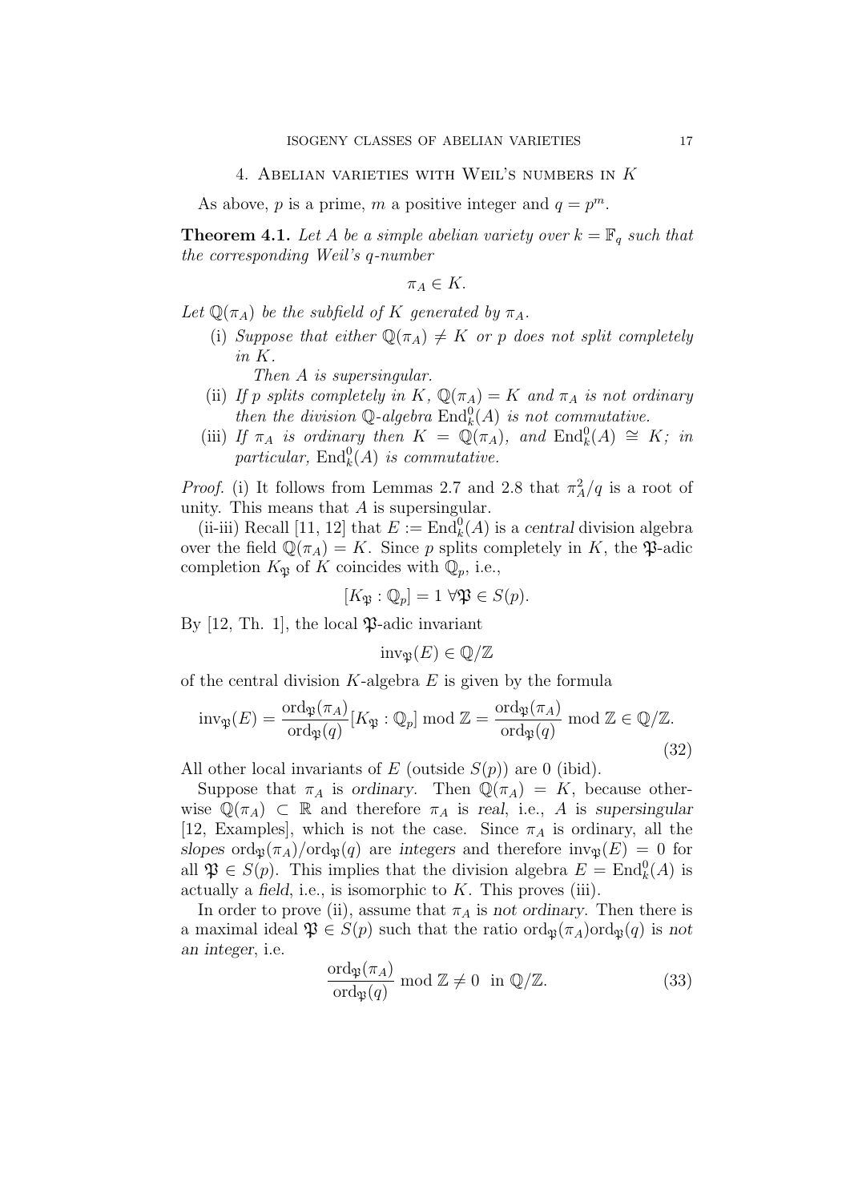## 4. Abelian varieties with Weil's numbers in $K$

As above, $p$ is a prime, $m$ a positive integer and $q = p^m$.

**Theorem 4.1.** *Let $A$ be a simple abelian variety over $k = \mathbb{F}_q$ such that the corresponding Weil's $q$-number*

$$\pi_A \in K.$$

*Let $\mathbb{Q}(\pi_A)$ be the subfield of $K$ generated by $\pi_A$.*

(i) *Suppose that either $\mathbb{Q}(\pi_A) \neq K$ or $p$ does not split completely in $K$.*

*Then $A$ is supersingular.*

(ii) *If $p$ splits completely in $K$, $\mathbb{Q}(\pi_A) = K$ and $\pi_A$ is not ordinary then the division $\mathbb{Q}$-algebra $\mathrm{End}_k^0(A)$ is not commutative.*

(iii) *If $\pi_A$ is ordinary then $K = \mathbb{Q}(\pi_A)$, and $\mathrm{End}_k^0(A) \cong K$; in particular, $\mathrm{End}_k^0(A)$ is commutative.*

*Proof.* (i) It follows from Lemmas 2.7 and 2.8 that $\pi_A^2/q$ is a root of unity. This means that $A$ is supersingular.

(ii-iii) Recall [11, 12] that $E := \mathrm{End}_k^0(A)$ is a *central* division algebra over the field $\mathbb{Q}(\pi_A) = K$. Since $p$ splits completely in $K$, the $\mathfrak{P}$-adic completion $K_{\mathfrak{P}}$ of $K$ coincides with $\mathbb{Q}_p$, i.e.,

$$[K_{\mathfrak{P}} : \mathbb{Q}_p] = 1 \ \forall \mathfrak{P} \in S(p).$$

By [12, Th. 1], the local $\mathfrak{P}$-adic invariant

$$\mathrm{inv}_{\mathfrak{P}}(E) \in \mathbb{Q}/\mathbb{Z}$$

of the central division $K$-algebra $E$ is given by the formula

$$\mathrm{inv}_{\mathfrak{P}}(E) = \frac{\mathrm{ord}_{\mathfrak{P}}(\pi_A)}{\mathrm{ord}_{\mathfrak{P}}(q)}[K_{\mathfrak{P}} : \mathbb{Q}_p] \bmod \mathbb{Z} = \frac{\mathrm{ord}_{\mathfrak{P}}(\pi_A)}{\mathrm{ord}_{\mathfrak{P}}(q)} \bmod \mathbb{Z} \in \mathbb{Q}/\mathbb{Z}. \tag{32}$$

All other local invariants of $E$ (outside $S(p)$) are 0 (ibid).

Suppose that $\pi_A$ is *ordinary*. Then $\mathbb{Q}(\pi_A) = K$, because otherwise $\mathbb{Q}(\pi_A) \subset \mathbb{R}$ and therefore $\pi_A$ is *real*, i.e., $A$ is *supersingular* [12, Examples], which is not the case. Since $\pi_A$ is ordinary, all the *slopes* $\mathrm{ord}_{\mathfrak{P}}(\pi_A)/\mathrm{ord}_{\mathfrak{P}}(q)$ are *integers* and therefore $\mathrm{inv}_{\mathfrak{P}}(E) = 0$ for all $\mathfrak{P} \in S(p)$. This implies that the division algebra $E = \mathrm{End}_k^0(A)$ is actually a *field*, i.e., is isomorphic to $K$. This proves (iii).

In order to prove (ii), assume that $\pi_A$ is *not ordinary*. Then there is a maximal ideal $\mathfrak{P} \in S(p)$ such that the ratio $\mathrm{ord}_{\mathfrak{P}}(\pi_A)\mathrm{ord}_{\mathfrak{P}}(q)$ is *not an integer*, i.e.

$$\frac{\mathrm{ord}_{\mathfrak{P}}(\pi_A)}{\mathrm{ord}_{\mathfrak{P}}(q)} \bmod \mathbb{Z} \neq 0 \ \text{ in } \mathbb{Q}/\mathbb{Z}. \tag{33}$$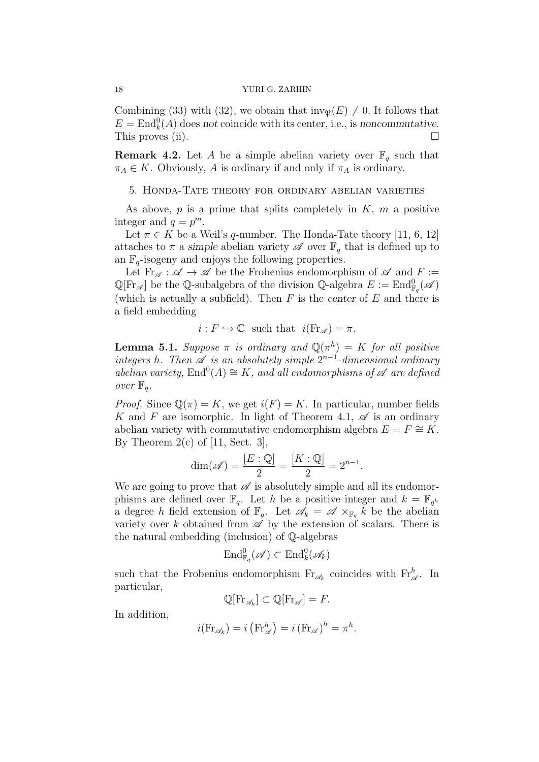Combining (33) with (32), we obtain that $\mathrm{inv}_{\mathfrak{P}}(E) \neq 0$. It follows that $E = \mathrm{End}_k^0(A)$ does *not* coincide with its center, i.e., is *noncommutative*. This proves (ii). $\square$

**Remark 4.2.** Let $A$ be a simple abelian variety over $\mathbb{F}_q$ such that $\pi_A \in K$. Obviously, $A$ is ordinary if and only if $\pi_A$ is ordinary.

## 5. Honda-Tate theory for ordinary abelian varieties

As above, $p$ is a prime that splits completely in $K$, $m$ a positive integer and $q = p^m$.

Let $\pi \in K$ be a Weil's $q$-number. The Honda-Tate theory [11, 6, 12] attaches to $\pi$ a *simple* abelian variety $\mathscr{A}$ over $\mathbb{F}_q$ that is defined up to an $\mathbb{F}_q$-isogeny and enjoys the following properties.

Let $\mathrm{Fr}_{\mathscr{A}} : \mathscr{A} \to \mathscr{A}$ be the Frobenius endomorphism of $\mathscr{A}$ and $F := \mathbb{Q}[\mathrm{Fr}_{\mathscr{A}}]$ be the $\mathbb{Q}$-subalgebra of the division $\mathbb{Q}$-algebra $E := \mathrm{End}^0_{\mathbb{F}_q}(\mathscr{A})$ (which is actually a subfield). Then $F$ is the *center* of $E$ and there is a field embedding

$$i : F \hookrightarrow \mathbb{C} \ \text{ such that } \ i(\mathrm{Fr}_{\mathscr{A}}) = \pi.$$

**Lemma 5.1.** *Suppose $\pi$ is ordinary and $\mathbb{Q}(\pi^h) = K$ for all positive integers $h$. Then $\mathscr{A}$ is an absolutely simple $2^{n-1}$-dimensional ordinary abelian variety,* $\mathrm{End}^0(A) \cong K$*, and all endomorphisms of $\mathscr{A}$ are defined over $\mathbb{F}_q$.*

*Proof.* Since $\mathbb{Q}(\pi) = K$, we get $i(F) = K$. In particular, number fields $K$ and $F$ are isomorphic. In light of Theorem 4.1, $\mathscr{A}$ is an ordinary abelian variety with commutative endomorphism algebra $E = F \cong K$. By Theorem 2(c) of [11, Sect. 3],

$$\dim(\mathscr{A}) = \frac{[E : \mathbb{Q}]}{2} = \frac{[K : \mathbb{Q}]}{2} = 2^{n-1}.$$

We are going to prove that $\mathscr{A}$ is absolutely simple and all its endomorphisms are defined over $\mathbb{F}_q$. Let $h$ be a positive integer and $k = \mathbb{F}_{q^h}$ a degree $h$ field extension of $\mathbb{F}_q$. Let $\mathscr{A}_k = \mathscr{A} \times_{\mathbb{F}_q} k$ be the abelian variety over $k$ obtained from $\mathscr{A}$ by the extension of scalars. There is the natural embedding (inclusion) of $\mathbb{Q}$-algebras

$$\mathrm{End}^0_{\mathbb{F}_q}(\mathscr{A}) \subset \mathrm{End}^0_k(\mathscr{A}_k)$$

such that the Frobenius endomorphism $\mathrm{Fr}_{\mathscr{A}_k}$ coincides with $\mathrm{Fr}^h_{\mathscr{A}}$. In particular,

$$\mathbb{Q}[\mathrm{Fr}_{\mathscr{A}_k}] \subset \mathbb{Q}[\mathrm{Fr}_{\mathscr{A}}] = F.$$

In addition,

$$i(\mathrm{Fr}_{\mathscr{A}_k}) = i\left(\mathrm{Fr}^h_{\mathscr{A}}\right) = i\left(\mathrm{Fr}_{\mathscr{A}}\right)^h = \pi^h.$$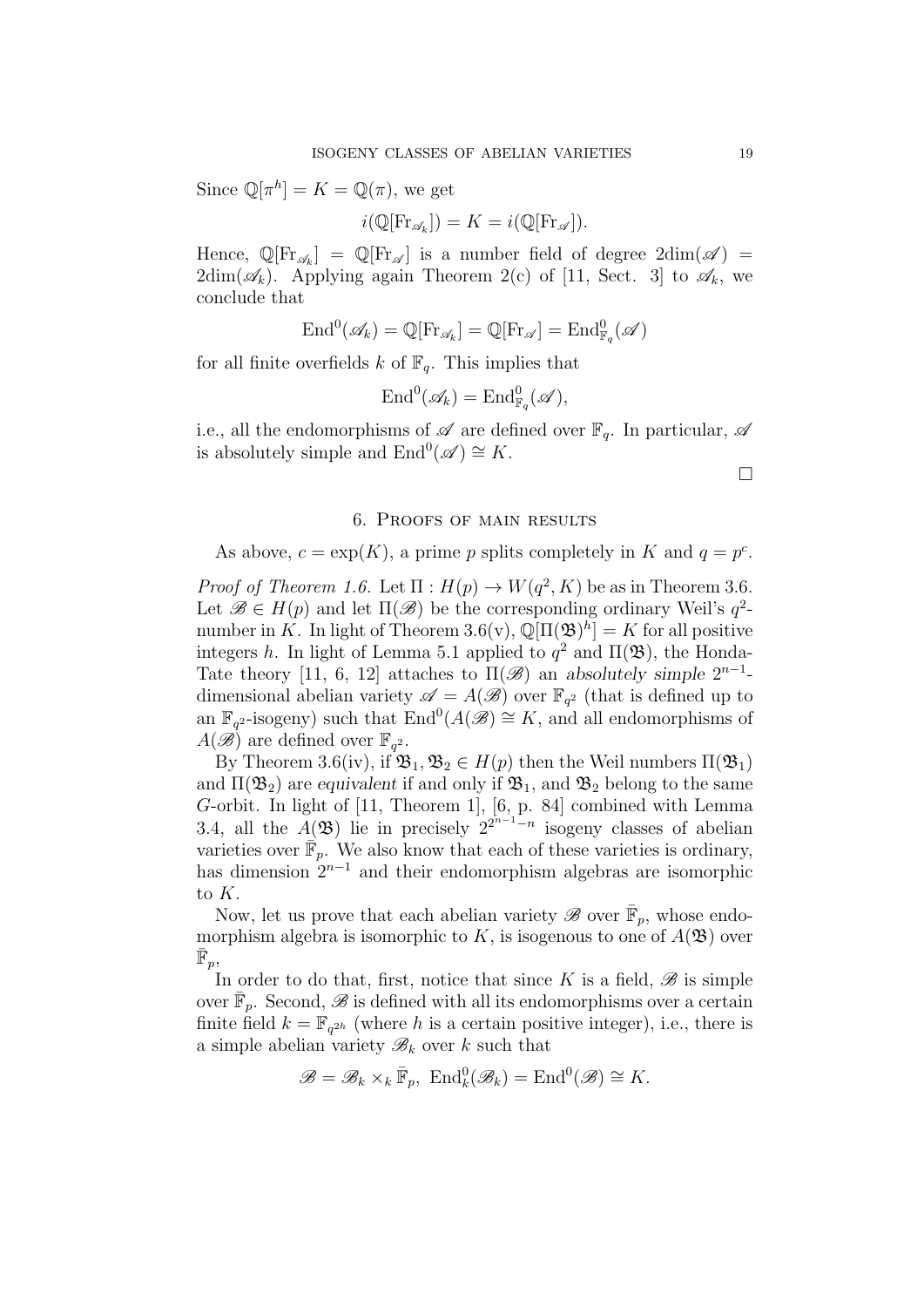Since $\mathbb{Q}[\pi^h] = K = \mathbb{Q}(\pi)$, we get

$$i(\mathbb{Q}[\mathrm{Fr}_{\mathscr{A}_k}]) = K = i(\mathbb{Q}[\mathrm{Fr}_{\mathscr{A}}]).$$

Hence, $\mathbb{Q}[\mathrm{Fr}_{\mathscr{A}_k}] = \mathbb{Q}[\mathrm{Fr}_{\mathscr{A}}]$ is a number field of degree $2\mathrm{dim}(\mathscr{A}) = 2\mathrm{dim}(\mathscr{A}_k)$. Applying again Theorem 2(c) of [11, Sect. 3] to $\mathscr{A}_k$, we conclude that

$$\mathrm{End}^0(\mathscr{A}_k) = \mathbb{Q}[\mathrm{Fr}_{\mathscr{A}_k}] = \mathbb{Q}[\mathrm{Fr}_{\mathscr{A}}] = \mathrm{End}^0_{\mathbb{F}_q}(\mathscr{A})$$

for all finite overfields $k$ of $\mathbb{F}_q$. This implies that

$$\mathrm{End}^0(\mathscr{A}_k) = \mathrm{End}^0_{\mathbb{F}_q}(\mathscr{A}),$$

i.e., all the endomorphisms of $\mathscr{A}$ are defined over $\mathbb{F}_q$. In particular, $\mathscr{A}$ is absolutely simple and $\mathrm{End}^0(\mathscr{A}) \cong K$.

□

## 6. Proofs of main results

As above, $c = \exp(K)$, a prime $p$ splits completely in $K$ and $q = p^c$.

*Proof of Theorem 1.6.* Let $\Pi : H(p) \to W(q^2, K)$ be as in Theorem 3.6. Let $\mathscr{B} \in H(p)$ and let $\Pi(\mathscr{B})$ be the corresponding ordinary Weil's $q^2$-number in $K$. In light of Theorem 3.6(v), $\mathbb{Q}[\Pi(\mathfrak{B})^h] = K$ for all positive integers $h$. In light of Lemma 5.1 applied to $q^2$ and $\Pi(\mathfrak{B})$, the Honda-Tate theory [11, 6, 12] attaches to $\Pi(\mathscr{B})$ an *absolutely simple* $2^{n-1}$-dimensional abelian variety $\mathscr{A} = A(\mathscr{B})$ over $\mathbb{F}_{q^2}$ (that is defined up to an $\mathbb{F}_{q^2}$-isogeny) such that $\mathrm{End}^0(A(\mathscr{B}) \cong K$, and all endomorphisms of $A(\mathscr{B})$ are defined over $\mathbb{F}_{q^2}$.

By Theorem 3.6(iv), if $\mathfrak{B}_1, \mathfrak{B}_2 \in H(p)$ then the Weil numbers $\Pi(\mathfrak{B}_1)$ and $\Pi(\mathfrak{B}_2)$ are *equivalent* if and only if $\mathfrak{B}_1$, and $\mathfrak{B}_2$ belong to the same $G$-orbit. In light of [11, Theorem 1], [6, p. 84] combined with Lemma 3.4, all the $A(\mathfrak{B})$ lie in precisely $2^{2^{n-1}-n}$ isogeny classes of abelian varieties over $\bar{\mathbb{F}}_p$. We also know that each of these varieties is ordinary, has dimension $2^{n-1}$ and their endomorphism algebras are isomorphic to $K$.

Now, let us prove that each abelian variety $\mathscr{B}$ over $\bar{\mathbb{F}}_p$, whose endomorphism algebra is isomorphic to $K$, is isogenous to one of $A(\mathfrak{B})$ over $\bar{\mathbb{F}}_p$,

In order to do that, first, notice that since $K$ is a field, $\mathscr{B}$ is simple over $\bar{\mathbb{F}}_p$. Second, $\mathscr{B}$ is defined with all its endomorphisms over a certain finite field $k = \mathbb{F}_{q^{2h}}$ (where $h$ is a certain positive integer), i.e., there is a simple abelian variety $\mathscr{B}_k$ over $k$ such that

$$\mathscr{B} = \mathscr{B}_k \times_k \bar{\mathbb{F}}_p,\ \mathrm{End}^0_k(\mathscr{B}_k) = \mathrm{End}^0(\mathscr{B}) \cong K.$$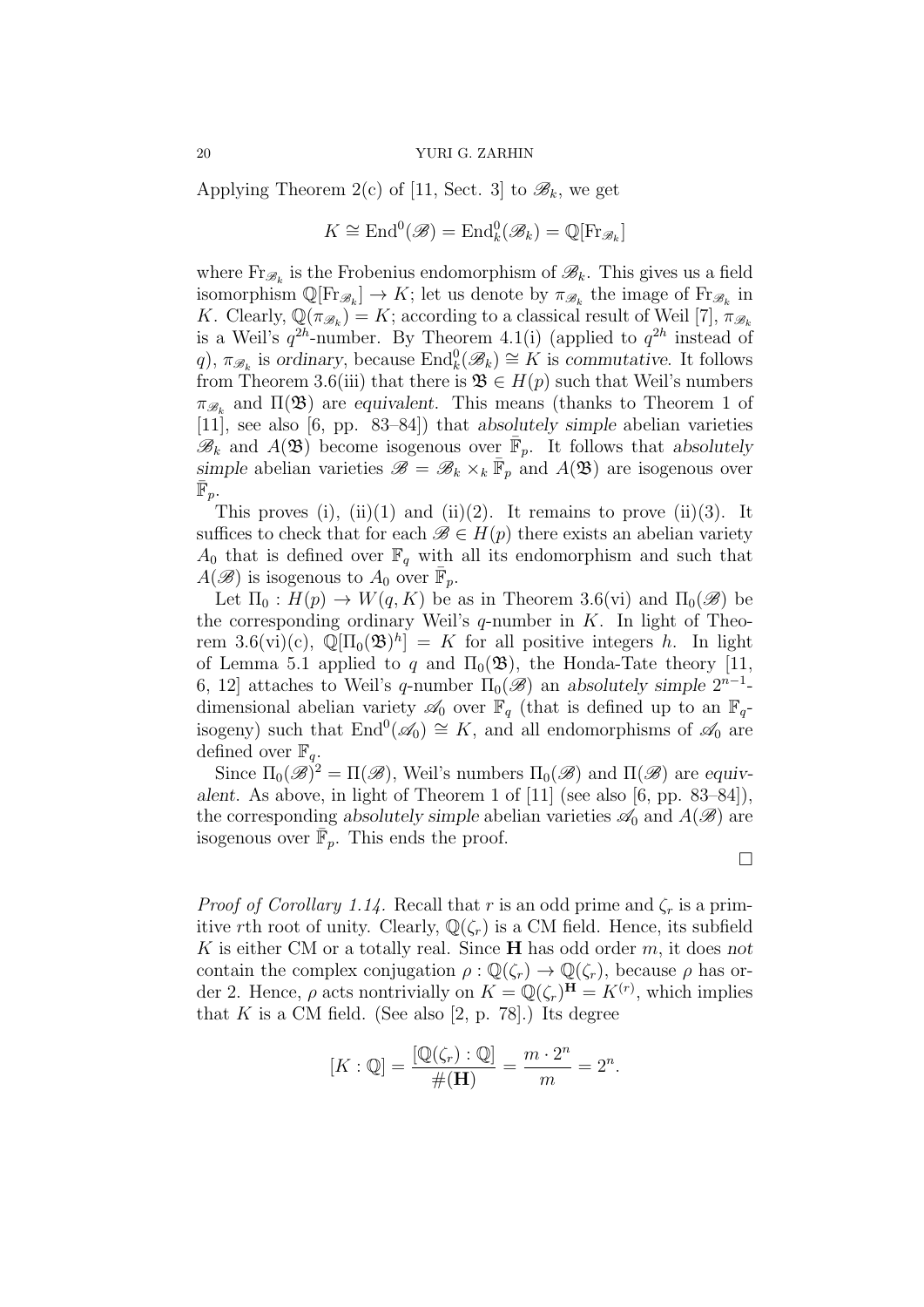Applying Theorem 2(c) of [11, Sect. 3] to $\mathscr{B}_k$, we get

$$K \cong \mathrm{End}^0(\mathscr{B}) = \mathrm{End}^0_k(\mathscr{B}_k) = \mathbb{Q}[\mathrm{Fr}_{\mathscr{B}_k}]$$

where $\mathrm{Fr}_{\mathscr{B}_k}$ is the Frobenius endomorphism of $\mathscr{B}_k$. This gives us a field isomorphism $\mathbb{Q}[\mathrm{Fr}_{\mathscr{B}_k}] \to K$; let us denote by $\pi_{\mathscr{B}_k}$ the image of $\mathrm{Fr}_{\mathscr{B}_k}$ in $K$. Clearly, $\mathbb{Q}(\pi_{\mathscr{B}_k}) = K$; according to a classical result of Weil [7], $\pi_{\mathscr{B}_k}$ is a Weil's $q^{2h}$-number. By Theorem 4.1(i) (applied to $q^{2h}$ instead of $q$), $\pi_{\mathscr{B}_k}$ is *ordinary*, because $\mathrm{End}^0_k(\mathscr{B}_k) \cong K$ is *commutative*. It follows from Theorem 3.6(iii) that there is $\mathfrak{B} \in H(p)$ such that Weil's numbers $\pi_{\mathscr{B}_k}$ and $\Pi(\mathfrak{B})$ are *equivalent*. This means (thanks to Theorem 1 of [11], see also [6, pp. 83–84]) that *absolutely simple* abelian varieties $\mathscr{B}_k$ and $A(\mathfrak{B})$ become isogenous over $\bar{\mathbb{F}}_p$. It follows that *absolutely simple* abelian varieties $\mathscr{B} = \mathscr{B}_k \times_k \bar{\mathbb{F}}_p$ and $A(\mathfrak{B})$ are isogenous over $\bar{\mathbb{F}}_p$.

This proves (i), (ii)(1) and (ii)(2). It remains to prove (ii)(3). It suffices to check that for each $\mathscr{B} \in H(p)$ there exists an abelian variety $A_0$ that is defined over $\mathbb{F}_q$ with all its endomorphism and such that $A(\mathscr{B})$ is isogenous to $A_0$ over $\bar{\mathbb{F}}_p$.

Let $\Pi_0 : H(p) \to W(q, K)$ be as in Theorem 3.6(vi) and $\Pi_0(\mathscr{B})$ be the corresponding ordinary Weil's $q$-number in $K$. In light of Theorem 3.6(vi)(c), $\mathbb{Q}[\Pi_0(\mathfrak{B})^h] = K$ for all positive integers $h$. In light of Lemma 5.1 applied to $q$ and $\Pi_0(\mathfrak{B})$, the Honda-Tate theory [11, 6, 12] attaches to Weil's $q$-number $\Pi_0(\mathscr{B})$ an *absolutely simple* $2^{n-1}$-dimensional abelian variety $\mathscr{A}_0$ over $\mathbb{F}_q$ (that is defined up to an $\mathbb{F}_q$-isogeny) such that $\mathrm{End}^0(\mathscr{A}_0) \cong K$, and all endomorphisms of $\mathscr{A}_0$ are defined over $\mathbb{F}_q$.

Since $\Pi_0(\mathscr{B})^2 = \Pi(\mathscr{B})$, Weil's numbers $\Pi_0(\mathscr{B})$ and $\Pi(\mathscr{B})$ are *equivalent*. As above, in light of Theorem 1 of [11] (see also [6, pp. 83–84]), the corresponding *absolutely simple* abelian varieties $\mathscr{A}_0$ and $A(\mathscr{B})$ are isogenous over $\bar{\mathbb{F}}_p$. This ends the proof. $\square$

*Proof of Corollary 1.14.* Recall that $r$ is an odd prime and $\zeta_r$ is a primitive $r$th root of unity. Clearly, $\mathbb{Q}(\zeta_r)$ is a CM field. Hence, its subfield $K$ is either CM or a totally real. Since $\mathbf{H}$ has odd order $m$, it does *not* contain the complex conjugation $\rho : \mathbb{Q}(\zeta_r) \to \mathbb{Q}(\zeta_r)$, because $\rho$ has order 2. Hence, $\rho$ acts nontrivially on $K = \mathbb{Q}(\zeta_r)^{\mathbf{H}} = K^{(r)}$, which implies that $K$ is a CM field. (See also [2, p. 78].) Its degree

$$[K : \mathbb{Q}] = \frac{[\mathbb{Q}(\zeta_r) : \mathbb{Q}]}{\#(\mathbf{H})} = \frac{m \cdot 2^n}{m} = 2^n.$$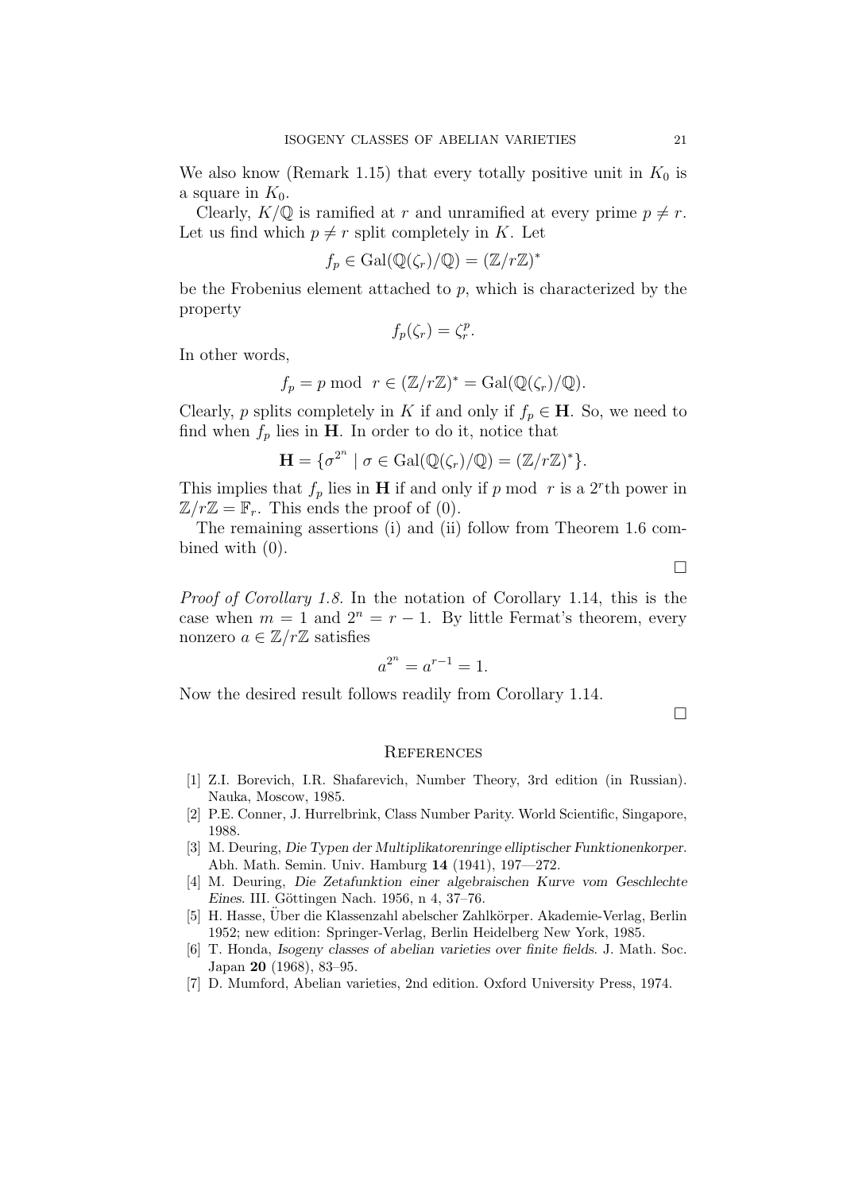We also know (Remark 1.15) that every totally positive unit in $K_0$ is a square in $K_0$.

Clearly, $K/\mathbb{Q}$ is ramified at $r$ and unramified at every prime $p \ne r$. Let us find which $p \ne r$ split completely in $K$. Let

$$f_p \in \mathrm{Gal}(\mathbb{Q}(\zeta_r)/\mathbb{Q}) = (\mathbb{Z}/r\mathbb{Z})^*$$

be the Frobenius element attached to $p$, which is characterized by the property

$$f_p(\zeta_r) = \zeta_r^p.$$

In other words,

$$f_p = p \bmod r \in (\mathbb{Z}/r\mathbb{Z})^* = \mathrm{Gal}(\mathbb{Q}(\zeta_r)/\mathbb{Q}).$$

Clearly, $p$ splits completely in $K$ if and only if $f_p \in \mathbf{H}$. So, we need to find when $f_p$ lies in $\mathbf{H}$. In order to do it, notice that

$$\mathbf{H} = \{\sigma^{2^n} \mid \sigma \in \mathrm{Gal}(\mathbb{Q}(\zeta_r)/\mathbb{Q}) = (\mathbb{Z}/r\mathbb{Z})^*\}.$$

This implies that $f_p$ lies in $\mathbf{H}$ if and only if $p \bmod r$ is a $2^r$th power in $\mathbb{Z}/r\mathbb{Z} = \mathbb{F}_r$. This ends the proof of (0).

The remaining assertions (i) and (ii) follow from Theorem 1.6 combined with (0).

$\square$

*Proof of Corollary 1.8.* In the notation of Corollary 1.14, this is the case when $m = 1$ and $2^n = r - 1$. By little Fermat's theorem, every nonzero $a \in \mathbb{Z}/r\mathbb{Z}$ satisfies

$$a^{2^n} = a^{r-1} = 1.$$

Now the desired result follows readily from Corollary 1.14.

$\square$

## References

[1] Z.I. Borevich, I.R. Shafarevich, Number Theory, 3rd edition (in Russian). Nauka, Moscow, 1985.

[2] P.E. Conner, J. Hurrelbrink, Class Number Parity. World Scientific, Singapore, 1988.

[3] M. Deuring, *Die Typen der Multiplikatorenringe elliptischer Funktionenkorper*. Abh. Math. Semin. Univ. Hamburg **14** (1941), 197—272.

[4] M. Deuring, *Die Zetafunktion einer algebraischen Kurve vom Geschlechte Eines*. III. Göttingen Nach. 1956, n 4, 37–76.

[5] H. Hasse, Über die Klassenzahl abelscher Zahlkörper. Akademie-Verlag, Berlin 1952; new edition: Springer-Verlag, Berlin Heidelberg New York, 1985.

[6] T. Honda, *Isogeny classes of abelian varieties over finite fields*. J. Math. Soc. Japan **20** (1968), 83–95.

[7] D. Mumford, Abelian varieties, 2nd edition. Oxford University Press, 1974.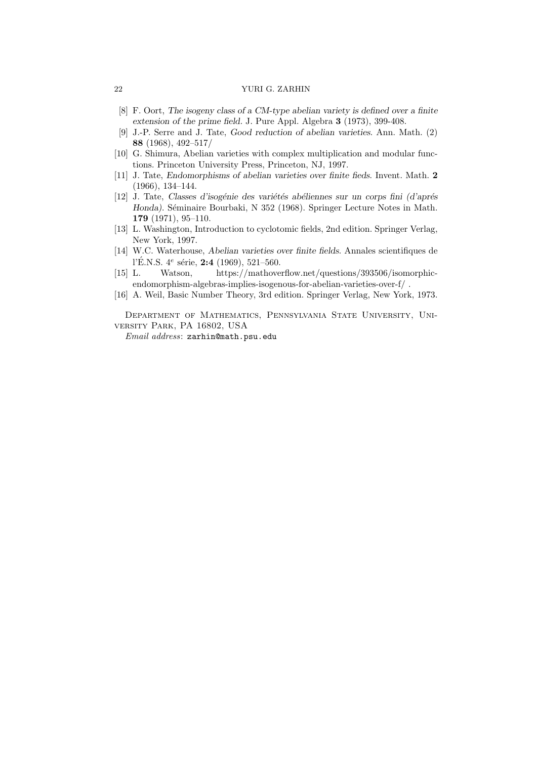[8] F. Oort, *The isogeny class of a CM-type abelian variety is defined over a finite extension of the prime field*. J. Pure Appl. Algebra **3** (1973), 399-408.

[9] J.-P. Serre and J. Tate, *Good reduction of abelian varieties*. Ann. Math. (2) **88** (1968), 492–517/

[10] G. Shimura, Abelian varieties with complex multiplication and modular functions. Princeton University Press, Princeton, NJ, 1997.

[11] J. Tate, *Endomorphisms of abelian varieties over finite fieds*. Invent. Math. **2** (1966), 134–144.

[12] J. Tate, *Classes d'isogénie des variétés abéliennes sur un corps fini (d'aprés Honda)*. Séminaire Bourbaki, N 352 (1968). Springer Lecture Notes in Math. **179** (1971), 95–110.

[13] L. Washington, Introduction to cyclotomic fields, 2nd edition. Springer Verlag, New York, 1997.

[14] W.C. Waterhouse, *Abelian varieties over finite fields*. Annales scientifiques de l'É.N.S. $4^e$ série, **2:4** (1969), 521–560.

[15] L. Watson, https://mathoverflow.net/questions/393506/isomorphic-endomorphism-algebras-implies-isogenous-for-abelian-varieties-over-f/ .

[16] A. Weil, Basic Number Theory, 3rd edition. Springer Verlag, New York, 1973.

Department of Mathematics, Pennsylvania State University, University Park, PA 16802, USA

*Email address*: zarhin@math.psu.edu